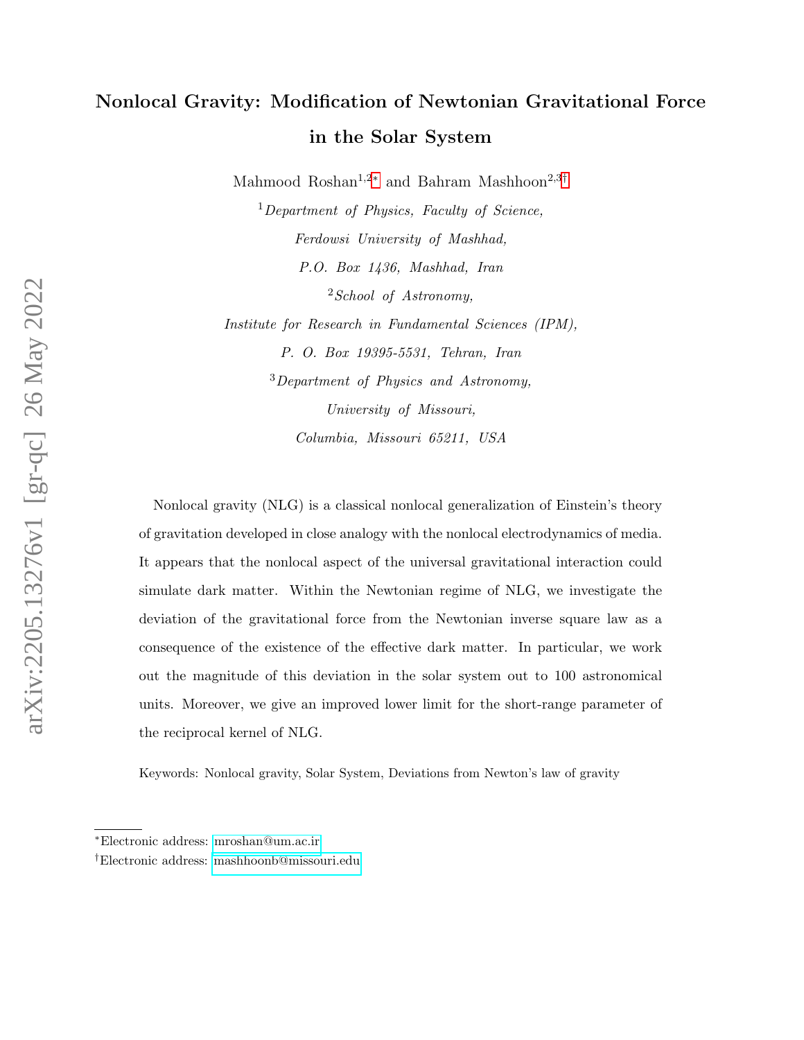# Nonlocal Gravity: Modification of Newtonian Gravitational Force in the Solar System

Mahmood Roshan[1,2,*] and Bahram Mashhoon[2,3,†]

[1] *Department of Physics, Faculty of Science, Ferdowsi University of Mashhad, P.O. Box 1436, Mashhad, Iran*

[2] *School of Astronomy, Institute for Research in Fundamental Sciences (IPM), P. O. Box 19395-5531, Tehran, Iran*

[3] *Department of Physics and Astronomy, University of Missouri, Columbia, Missouri 65211, USA*

Nonlocal gravity (NLG) is a classical nonlocal generalization of Einstein's theory of gravitation developed in close analogy with the nonlocal electrodynamics of media. It appears that the nonlocal aspect of the universal gravitational interaction could simulate dark matter. Within the Newtonian regime of NLG, we investigate the deviation of the gravitational force from the Newtonian inverse square law as a consequence of the existence of the effective dark matter. In particular, we work out the magnitude of this deviation in the solar system out to 100 astronomical units. Moreover, we give an improved lower limit for the short-range parameter of the reciprocal kernel of NLG.

Keywords: Nonlocal gravity, Solar System, Deviations from Newton's law of gravity

---

*Electronic address: mroshan@um.ac.ir

†Electronic address: mashhoonb@missouri.edu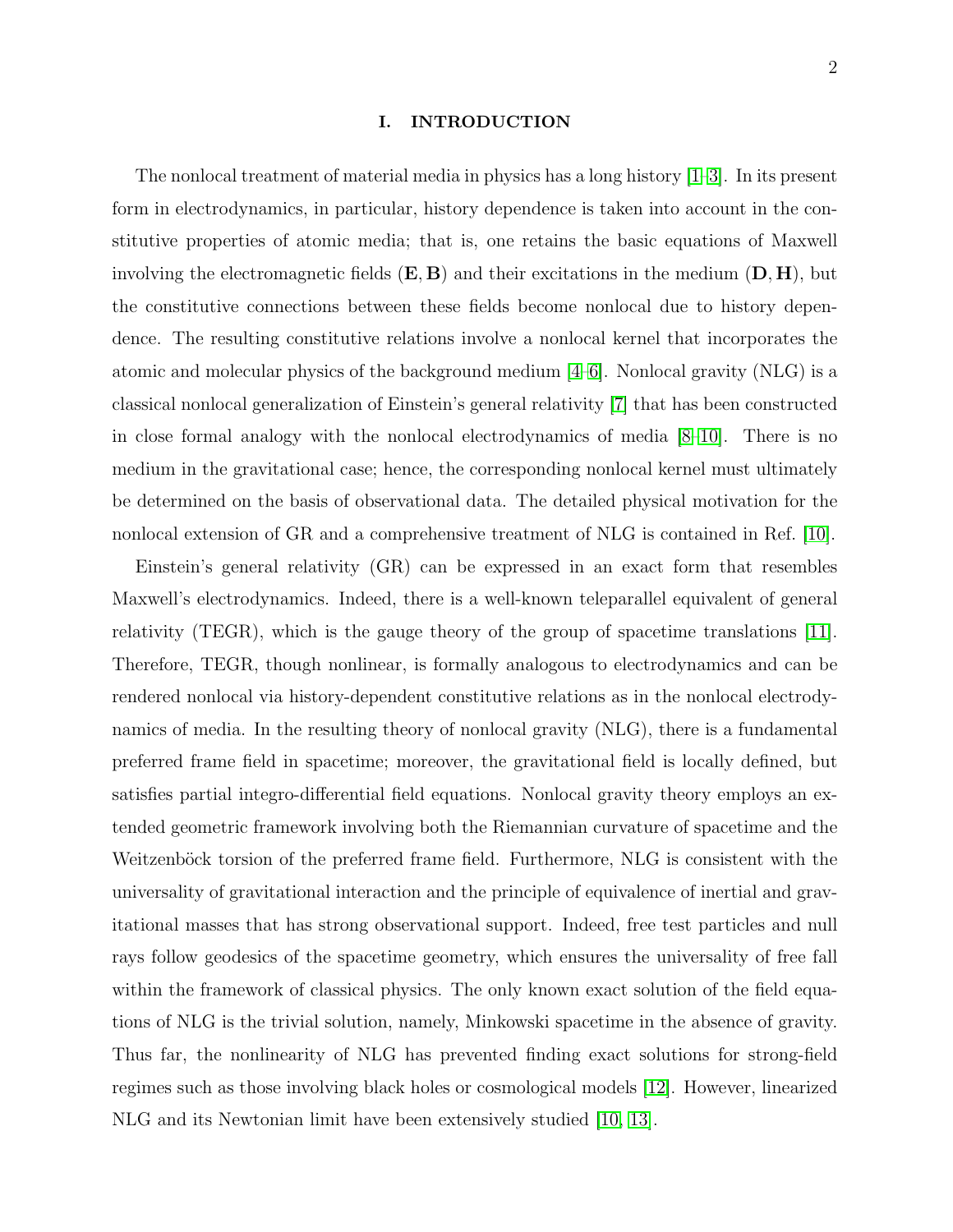## I. INTRODUCTION

The nonlocal treatment of material media in physics has a long history [1–3]. In its present form in electrodynamics, in particular, history dependence is taken into account in the constitutive properties of atomic media; that is, one retains the basic equations of Maxwell involving the electromagnetic fields $(\mathbf{E}, \mathbf{B})$ and their excitations in the medium $(\mathbf{D}, \mathbf{H})$, but the constitutive connections between these fields become nonlocal due to history dependence. The resulting constitutive relations involve a nonlocal kernel that incorporates the atomic and molecular physics of the background medium [4–6]. Nonlocal gravity (NLG) is a classical nonlocal generalization of Einstein's general relativity [7] that has been constructed in close formal analogy with the nonlocal electrodynamics of media [8–10]. There is no medium in the gravitational case; hence, the corresponding nonlocal kernel must ultimately be determined on the basis of observational data. The detailed physical motivation for the nonlocal extension of GR and a comprehensive treatment of NLG is contained in Ref. [10].

Einstein's general relativity (GR) can be expressed in an exact form that resembles Maxwell's electrodynamics. Indeed, there is a well-known teleparallel equivalent of general relativity (TEGR), which is the gauge theory of the group of spacetime translations [11]. Therefore, TEGR, though nonlinear, is formally analogous to electrodynamics and can be rendered nonlocal via history-dependent constitutive relations as in the nonlocal electrodynamics of media. In the resulting theory of nonlocal gravity (NLG), there is a fundamental preferred frame field in spacetime; moreover, the gravitational field is locally defined, but satisfies partial integro-differential field equations. Nonlocal gravity theory employs an extended geometric framework involving both the Riemannian curvature of spacetime and the Weitzenböck torsion of the preferred frame field. Furthermore, NLG is consistent with the universality of gravitational interaction and the principle of equivalence of inertial and gravitational masses that has strong observational support. Indeed, free test particles and null rays follow geodesics of the spacetime geometry, which ensures the universality of free fall within the framework of classical physics. The only known exact solution of the field equations of NLG is the trivial solution, namely, Minkowski spacetime in the absence of gravity. Thus far, the nonlinearity of NLG has prevented finding exact solutions for strong-field regimes such as those involving black holes or cosmological models [12]. However, linearized NLG and its Newtonian limit have been extensively studied [10, 13].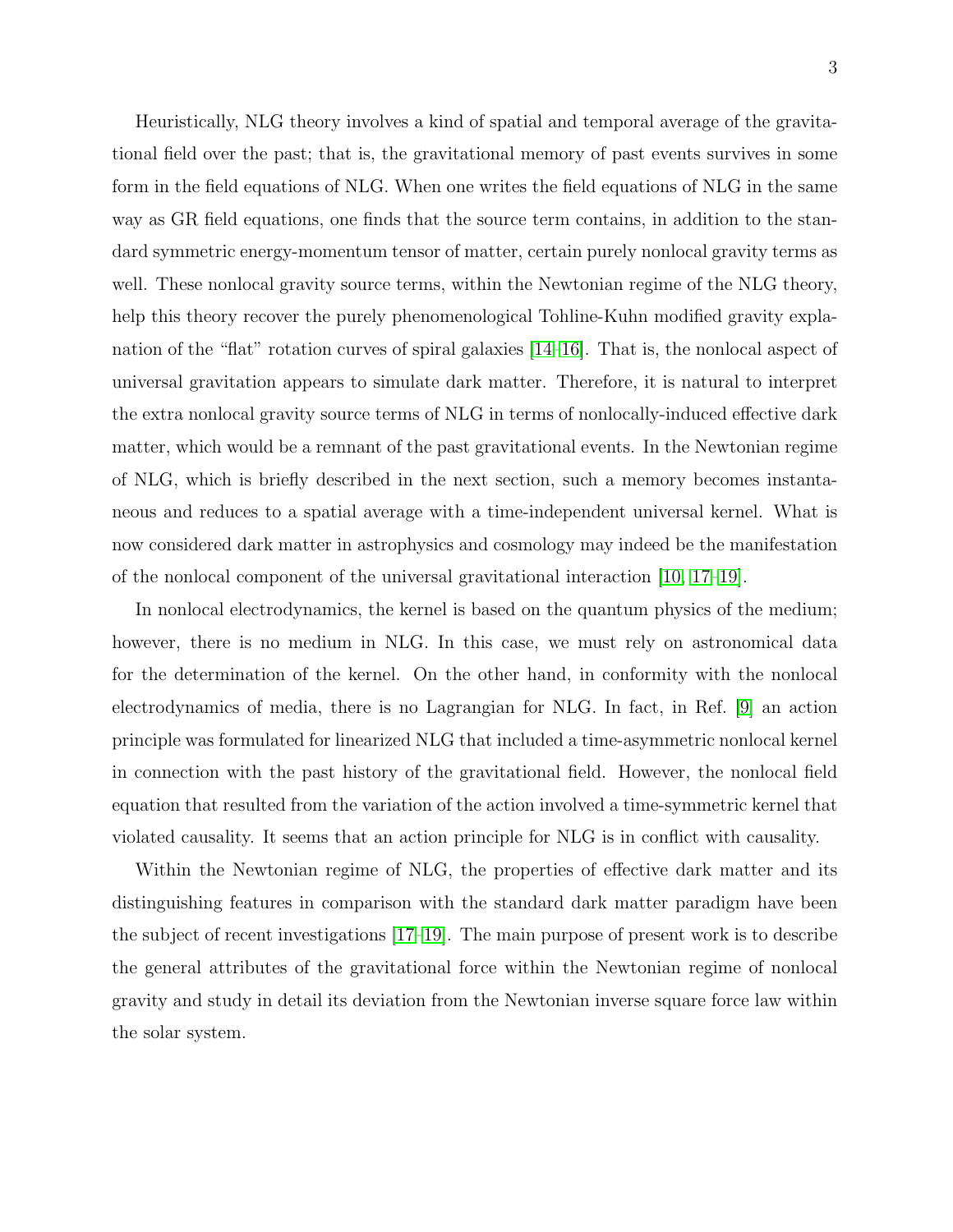Heuristically, NLG theory involves a kind of spatial and temporal average of the gravitational field over the past; that is, the gravitational memory of past events survives in some form in the field equations of NLG. When one writes the field equations of NLG in the same way as GR field equations, one finds that the source term contains, in addition to the standard symmetric energy-momentum tensor of matter, certain purely nonlocal gravity terms as well. These nonlocal gravity source terms, within the Newtonian regime of the NLG theory, help this theory recover the purely phenomenological Tohline-Kuhn modified gravity explanation of the "flat" rotation curves of spiral galaxies [14–16]. That is, the nonlocal aspect of universal gravitation appears to simulate dark matter. Therefore, it is natural to interpret the extra nonlocal gravity source terms of NLG in terms of nonlocally-induced effective dark matter, which would be a remnant of the past gravitational events. In the Newtonian regime of NLG, which is briefly described in the next section, such a memory becomes instantaneous and reduces to a spatial average with a time-independent universal kernel. What is now considered dark matter in astrophysics and cosmology may indeed be the manifestation of the nonlocal component of the universal gravitational interaction [10, 17–19].

In nonlocal electrodynamics, the kernel is based on the quantum physics of the medium; however, there is no medium in NLG. In this case, we must rely on astronomical data for the determination of the kernel. On the other hand, in conformity with the nonlocal electrodynamics of media, there is no Lagrangian for NLG. In fact, in Ref. [9] an action principle was formulated for linearized NLG that included a time-asymmetric nonlocal kernel in connection with the past history of the gravitational field. However, the nonlocal field equation that resulted from the variation of the action involved a time-symmetric kernel that violated causality. It seems that an action principle for NLG is in conflict with causality.

Within the Newtonian regime of NLG, the properties of effective dark matter and its distinguishing features in comparison with the standard dark matter paradigm have been the subject of recent investigations [17–19]. The main purpose of present work is to describe the general attributes of the gravitational force within the Newtonian regime of nonlocal gravity and study in detail its deviation from the Newtonian inverse square force law within the solar system.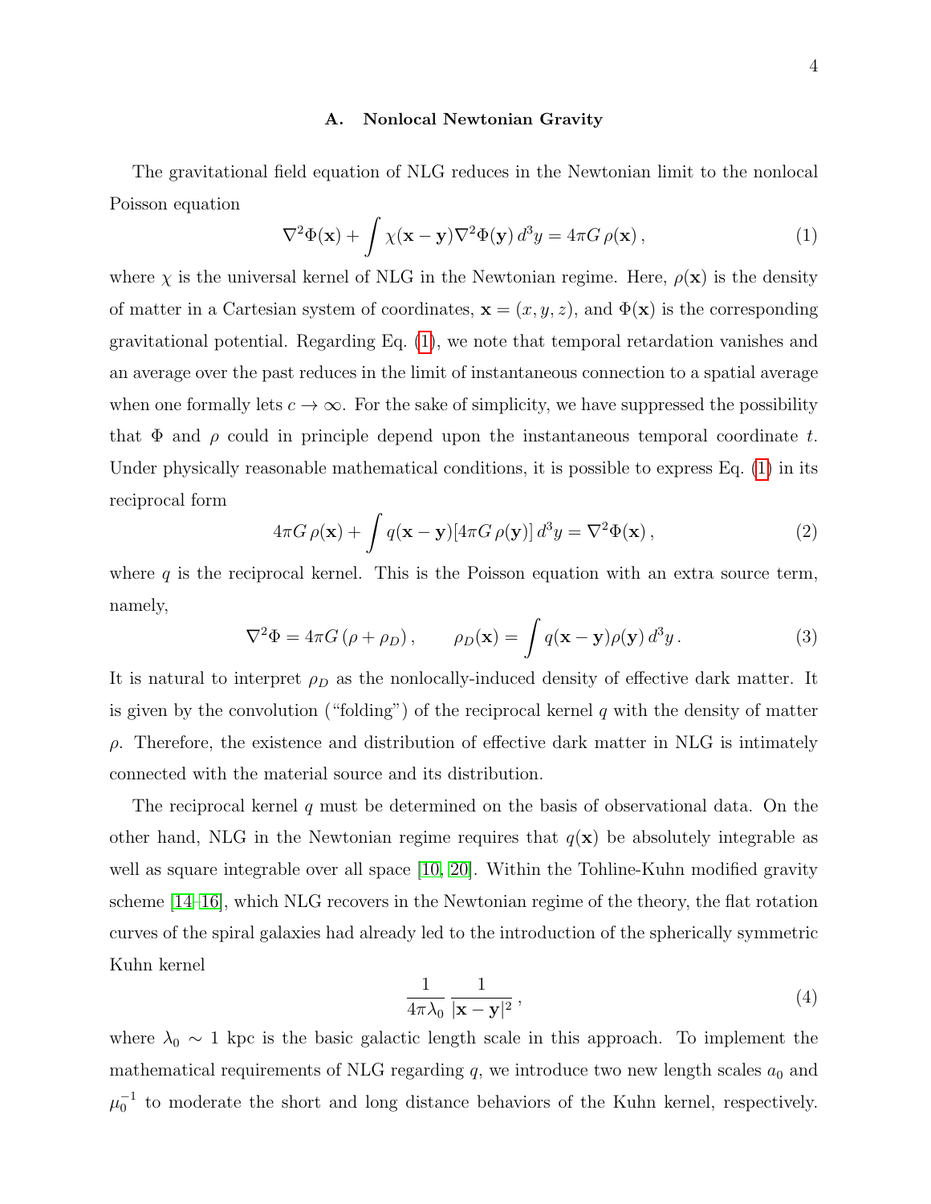### A. Nonlocal Newtonian Gravity

The gravitational field equation of NLG reduces in the Newtonian limit to the nonlocal Poisson equation

$$\nabla^2\Phi(\mathbf{x}) + \int \chi(\mathbf{x}-\mathbf{y})\nabla^2\Phi(\mathbf{y})\, d^3y = 4\pi G\, \rho(\mathbf{x})\,, \tag{1}$$

where $\chi$ is the universal kernel of NLG in the Newtonian regime. Here, $\rho(\mathbf{x})$ is the density of matter in a Cartesian system of coordinates, $\mathbf{x} = (x, y, z)$, and $\Phi(\mathbf{x})$ is the corresponding gravitational potential. Regarding Eq. (1), we note that temporal retardation vanishes and an average over the past reduces in the limit of instantaneous connection to a spatial average when one formally lets $c \to \infty$. For the sake of simplicity, we have suppressed the possibility that $\Phi$ and $\rho$ could in principle depend upon the instantaneous temporal coordinate $t$. Under physically reasonable mathematical conditions, it is possible to express Eq. (1) in its reciprocal form

$$4\pi G\, \rho(\mathbf{x}) + \int q(\mathbf{x}-\mathbf{y})[4\pi G\, \rho(\mathbf{y})]\, d^3y = \nabla^2\Phi(\mathbf{x})\,, \tag{2}$$

where $q$ is the reciprocal kernel. This is the Poisson equation with an extra source term, namely,

$$\nabla^2\Phi = 4\pi G\,(\rho + \rho_D)\,, \qquad \rho_D(\mathbf{x}) = \int q(\mathbf{x}-\mathbf{y})\rho(\mathbf{y})\, d^3y\,. \tag{3}$$

It is natural to interpret $\rho_D$ as the nonlocally-induced density of effective dark matter. It is given by the convolution ("folding") of the reciprocal kernel $q$ with the density of matter $\rho$. Therefore, the existence and distribution of effective dark matter in NLG is intimately connected with the material source and its distribution.

The reciprocal kernel $q$ must be determined on the basis of observational data. On the other hand, NLG in the Newtonian regime requires that $q(\mathbf{x})$ be absolutely integrable as well as square integrable over all space [10, 20]. Within the Tohline-Kuhn modified gravity scheme [14–16], which NLG recovers in the Newtonian regime of the theory, the flat rotation curves of the spiral galaxies had already led to the introduction of the spherically symmetric Kuhn kernel

$$\frac{1}{4\pi\lambda_0}\,\frac{1}{|\mathbf{x}-\mathbf{y}|^2}\,, \tag{4}$$

where $\lambda_0 \sim 1$ kpc is the basic galactic length scale in this approach. To implement the mathematical requirements of NLG regarding $q$, we introduce two new length scales $a_0$ and $\mu_0^{-1}$ to moderate the short and long distance behaviors of the Kuhn kernel, respectively.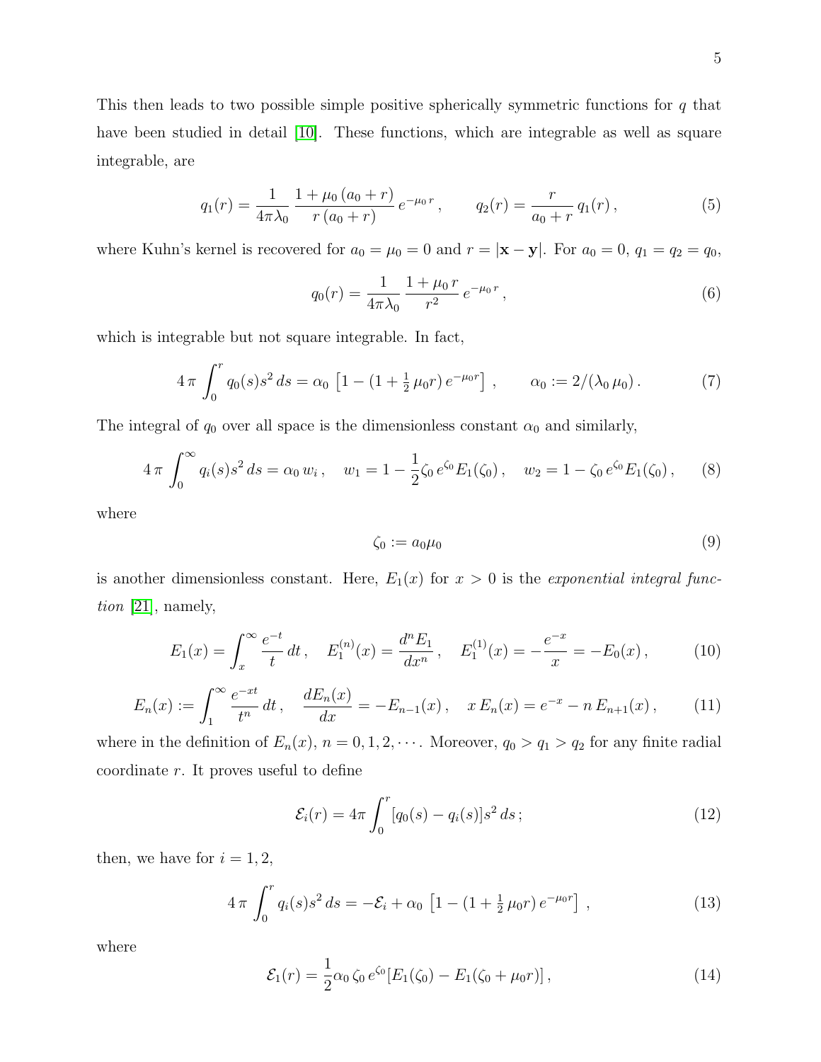This then leads to two possible simple positive spherically symmetric functions for $q$ that have been studied in detail [10]. These functions, which are integrable as well as square integrable, are

$$q_1(r) = \frac{1}{4\pi\lambda_0}\,\frac{1+\mu_0\,(a_0+r)}{r\,(a_0+r)}\,e^{-\mu_0\,r}\,, \qquad q_2(r) = \frac{r}{a_0+r}\,q_1(r)\,, \tag{5}$$

where Kuhn's kernel is recovered for $a_0 = \mu_0 = 0$ and $r = |\mathbf{x}-\mathbf{y}|$. For $a_0 = 0$, $q_1 = q_2 = q_0$,

$$q_0(r) = \frac{1}{4\pi\lambda_0}\,\frac{1+\mu_0\,r}{r^2}\,e^{-\mu_0\,r}\,, \tag{6}$$

which is integrable but not square integrable. In fact,

$$4\,\pi\int_0^r q_0(s)s^2\,ds = \alpha_0\,\left[1-(1+\tfrac{1}{2}\,\mu_0 r)\,e^{-\mu_0 r}\right]\,, \qquad \alpha_0 := 2/(\lambda_0\,\mu_0)\,. \tag{7}$$

The integral of $q_0$ over all space is the dimensionless constant $\alpha_0$ and similarly,

$$4\,\pi\int_0^\infty q_i(s)s^2\,ds = \alpha_0\,w_i\,, \quad w_1 = 1-\frac{1}{2}\zeta_0\,e^{\zeta_0}E_1(\zeta_0)\,, \quad w_2 = 1-\zeta_0\,e^{\zeta_0}E_1(\zeta_0)\,, \tag{8}$$

where

$$\zeta_0 := a_0\mu_0 \tag{9}$$

is another dimensionless constant. Here, $E_1(x)$ for $x > 0$ is the *exponential integral function* [21], namely,

$$E_1(x) = \int_x^\infty \frac{e^{-t}}{t}\,dt\,, \quad E_1^{(n)}(x) = \frac{d^n E_1}{dx^n}\,, \quad E_1^{(1)}(x) = -\frac{e^{-x}}{x} = -E_0(x)\,, \tag{10}$$

$$E_n(x) := \int_1^\infty \frac{e^{-xt}}{t^n}\,dt\,, \quad \frac{dE_n(x)}{dx} = -E_{n-1}(x)\,, \quad x\,E_n(x) = e^{-x} - n\,E_{n+1}(x)\,, \tag{11}$$

where in the definition of $E_n(x)$, $n = 0, 1, 2, \cdots$. Moreover, $q_0 > q_1 > q_2$ for any finite radial coordinate $r$. It proves useful to define

$$\mathcal{E}_i(r) = 4\pi\int_0^r [q_0(s) - q_i(s)]s^2\,ds\,; \tag{12}$$

then, we have for $i = 1, 2$,

$$4\,\pi\int_0^r q_i(s)s^2\,ds = -\mathcal{E}_i + \alpha_0\,\left[1-(1+\tfrac{1}{2}\,\mu_0 r)\,e^{-\mu_0 r}\right]\,, \tag{13}$$

where

$$\mathcal{E}_1(r) = \frac{1}{2}\alpha_0\,\zeta_0\,e^{\zeta_0}[E_1(\zeta_0) - E_1(\zeta_0+\mu_0 r)]\,, \tag{14}$$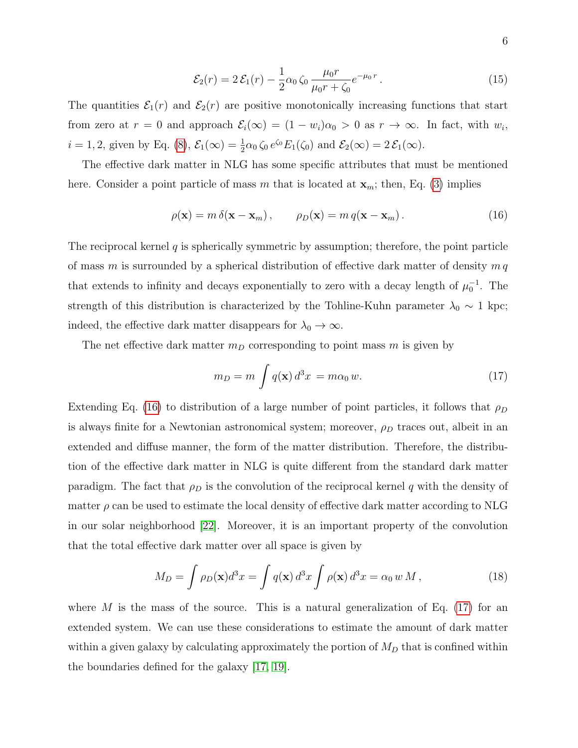$$\mathcal{E}_2(r) = 2\,\mathcal{E}_1(r) - \frac{1}{2}\alpha_0\,\zeta_0\,\frac{\mu_0 r}{\mu_0 r + \zeta_0}e^{-\mu_0\,r}\,. \tag{15}$$

The quantities $\mathcal{E}_1(r)$ and $\mathcal{E}_2(r)$ are positive monotonically increasing functions that start from zero at $r = 0$ and approach $\mathcal{E}_i(\infty) = (1 - w_i)\alpha_0 > 0$ as $r \to \infty$. In fact, with $w_i$, $i = 1, 2$, given by Eq. (8), $\mathcal{E}_1(\infty) = \frac{1}{2}\alpha_0\,\zeta_0\,e^{\zeta_0}E_1(\zeta_0)$ and $\mathcal{E}_2(\infty) = 2\,\mathcal{E}_1(\infty)$.

The effective dark matter in NLG has some specific attributes that must be mentioned here. Consider a point particle of mass $m$ that is located at $\mathbf{x}_m$; then, Eq. (3) implies

$$\rho(\mathbf{x}) = m\,\delta(\mathbf{x} - \mathbf{x}_m)\,, \qquad \rho_D(\mathbf{x}) = m\,q(\mathbf{x} - \mathbf{x}_m)\,. \tag{16}$$

The reciprocal kernel $q$ is spherically symmetric by assumption; therefore, the point particle of mass $m$ is surrounded by a spherical distribution of effective dark matter of density $m\,q$ that extends to infinity and decays exponentially to zero with a decay length of $\mu_0^{-1}$. The strength of this distribution is characterized by the Tohline-Kuhn parameter $\lambda_0 \sim 1$ kpc; indeed, the effective dark matter disappears for $\lambda_0 \to \infty$.

The net effective dark matter $m_D$ corresponding to point mass $m$ is given by

$$m_D = m\int q(\mathbf{x})\,d^3x\; = m\alpha_0\,w. \tag{17}$$

Extending Eq. (16) to distribution of a large number of point particles, it follows that $\rho_D$ is always finite for a Newtonian astronomical system; moreover, $\rho_D$ traces out, albeit in an extended and diffuse manner, the form of the matter distribution. Therefore, the distribution of the effective dark matter in NLG is quite different from the standard dark matter paradigm. The fact that $\rho_D$ is the convolution of the reciprocal kernel $q$ with the density of matter $\rho$ can be used to estimate the local density of effective dark matter according to NLG in our solar neighborhood [22]. Moreover, it is an important property of the convolution that the total effective dark matter over all space is given by

$$M_D = \int \rho_D(\mathbf{x})d^3x = \int q(\mathbf{x})\,d^3x \int \rho(\mathbf{x})\,d^3x = \alpha_0\,w\,M\,, \tag{18}$$

where $M$ is the mass of the source. This is a natural generalization of Eq. (17) for an extended system. We can use these considerations to estimate the amount of dark matter within a given galaxy by calculating approximately the portion of $M_D$ that is confined within the boundaries defined for the galaxy [17, 19].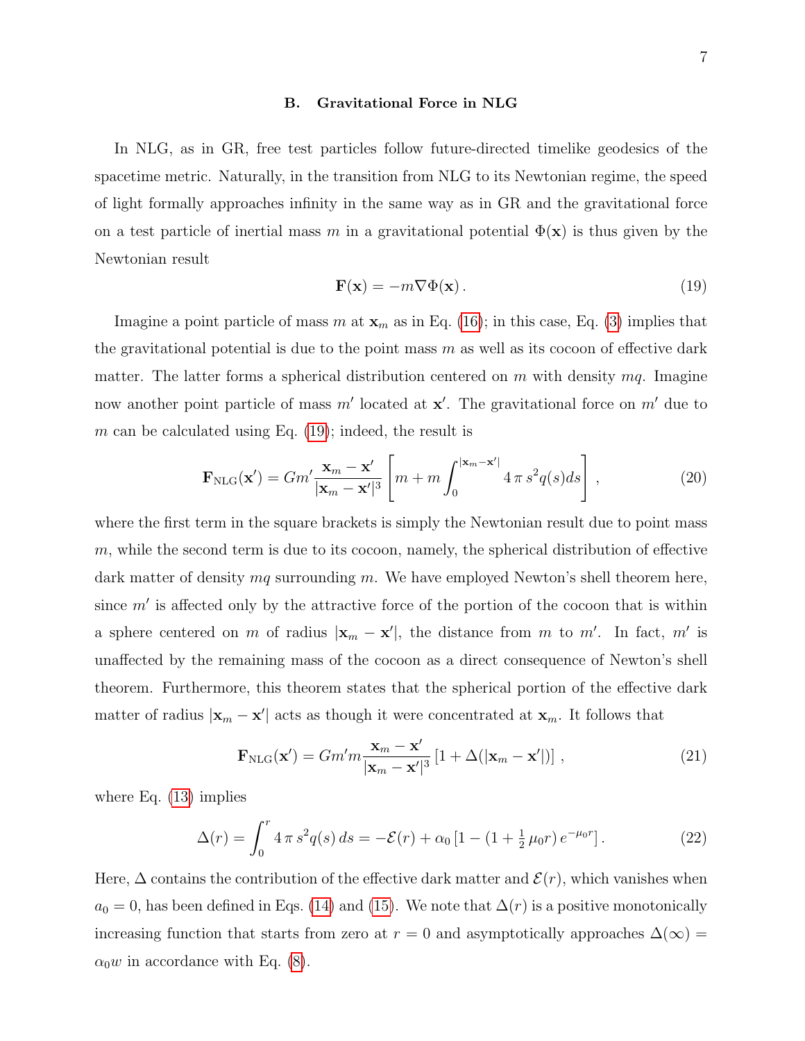### B. Gravitational Force in NLG

In NLG, as in GR, free test particles follow future-directed timelike geodesics of the spacetime metric. Naturally, in the transition from NLG to its Newtonian regime, the speed of light formally approaches infinity in the same way as in GR and the gravitational force on a test particle of inertial mass $m$ in a gravitational potential $\Phi(\mathbf{x})$ is thus given by the Newtonian result

$$\mathbf{F}(\mathbf{x}) = -m\nabla\Phi(\mathbf{x})\,. \tag{19}$$

Imagine a point particle of mass $m$ at $\mathbf{x}_m$ as in Eq. (16); in this case, Eq. (3) implies that the gravitational potential is due to the point mass $m$ as well as its cocoon of effective dark matter. The latter forms a spherical distribution centered on $m$ with density $mq$. Imagine now another point particle of mass $m'$ located at $\mathbf{x}'$. The gravitational force on $m'$ due to $m$ can be calculated using Eq. (19); indeed, the result is

$$\mathbf{F}_{\rm NLG}(\mathbf{x}') = Gm'\frac{\mathbf{x}_m - \mathbf{x}'}{|\mathbf{x}_m - \mathbf{x}'|^3}\left[m + m\int_0^{|\mathbf{x}_m - \mathbf{x}'|} 4\,\pi\, s^2 q(s) ds\right]\,, \tag{20}$$

where the first term in the square brackets is simply the Newtonian result due to point mass $m$, while the second term is due to its cocoon, namely, the spherical distribution of effective dark matter of density $mq$ surrounding $m$. We have employed Newton's shell theorem here, since $m'$ is affected only by the attractive force of the portion of the cocoon that is within a sphere centered on $m$ of radius $|\mathbf{x}_m - \mathbf{x}'|$, the distance from $m$ to $m'$. In fact, $m'$ is unaffected by the remaining mass of the cocoon as a direct consequence of Newton's shell theorem. Furthermore, this theorem states that the spherical portion of the effective dark matter of radius $|\mathbf{x}_m - \mathbf{x}'|$ acts as though it were concentrated at $\mathbf{x}_m$. It follows that

$$\mathbf{F}_{\rm NLG}(\mathbf{x}') = Gm'm\frac{\mathbf{x}_m - \mathbf{x}'}{|\mathbf{x}_m - \mathbf{x}'|^3}\left[1 + \Delta(|\mathbf{x}_m - \mathbf{x}'|)\right]\,, \tag{21}$$

where Eq. (13) implies

$$\Delta(r) = \int_0^r 4\,\pi\, s^2 q(s)\, ds = -\mathcal{E}(r) + \alpha_0\left[1 - (1 + \tfrac{1}{2}\,\mu_0 r)\, e^{-\mu_0 r}\right]. \tag{22}$$

Here, $\Delta$ contains the contribution of the effective dark matter and $\mathcal{E}(r)$, which vanishes when $a_0 = 0$, has been defined in Eqs. (14) and (15). We note that $\Delta(r)$ is a positive monotonically increasing function that starts from zero at $r = 0$ and asymptotically approaches $\Delta(\infty) = \alpha_0 w$ in accordance with Eq. (8).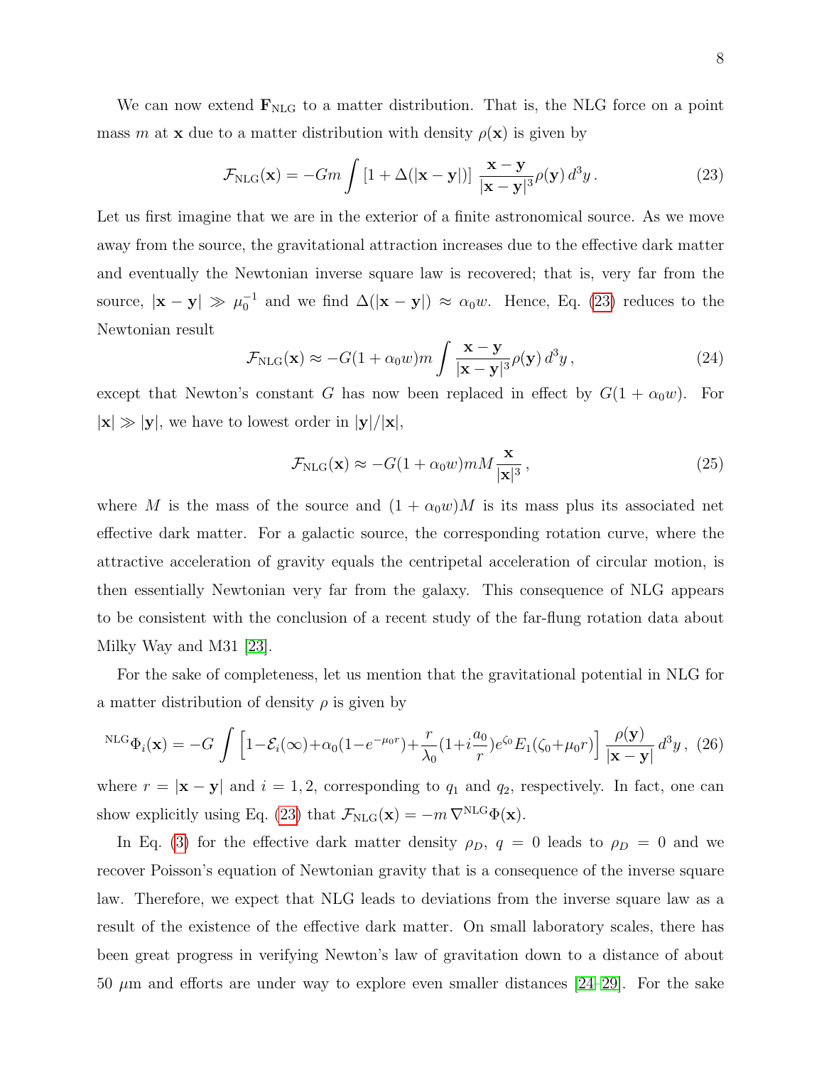We can now extend $\mathbf{F}_{\rm NLG}$ to a matter distribution. That is, the NLG force on a point mass $m$ at $\mathbf{x}$ due to a matter distribution with density $\rho(\mathbf{x})$ is given by

$$\mathcal{F}_{\rm NLG}(\mathbf{x}) = -Gm \int \left[1 + \Delta(|\mathbf{x}-\mathbf{y}|)\right] \frac{\mathbf{x}-\mathbf{y}}{|\mathbf{x}-\mathbf{y}|^3} \rho(\mathbf{y})\, d^3y \,. \tag{23}$$

Let us first imagine that we are in the exterior of a finite astronomical source. As we move away from the source, the gravitational attraction increases due to the effective dark matter and eventually the Newtonian inverse square law is recovered; that is, very far from the source, $|\mathbf{x}-\mathbf{y}| \gg \mu_0^{-1}$ and we find $\Delta(|\mathbf{x}-\mathbf{y}|) \approx \alpha_0 w$. Hence, Eq. (23) reduces to the Newtonian result

$$\mathcal{F}_{\rm NLG}(\mathbf{x}) \approx -G(1+\alpha_0 w) m \int \frac{\mathbf{x}-\mathbf{y}}{|\mathbf{x}-\mathbf{y}|^3} \rho(\mathbf{y})\, d^3y \,, \tag{24}$$

except that Newton's constant $G$ has now been replaced in effect by $G(1+\alpha_0 w)$. For $|\mathbf{x}| \gg |\mathbf{y}|$, we have to lowest order in $|\mathbf{y}|/|\mathbf{x}|$,

$$\mathcal{F}_{\rm NLG}(\mathbf{x}) \approx -G(1+\alpha_0 w) mM \frac{\mathbf{x}}{|\mathbf{x}|^3} \,, \tag{25}$$

where $M$ is the mass of the source and $(1+\alpha_0 w)M$ is its mass plus its associated net effective dark matter. For a galactic source, the corresponding rotation curve, where the attractive acceleration of gravity equals the centripetal acceleration of circular motion, is then essentially Newtonian very far from the galaxy. This consequence of NLG appears to be consistent with the conclusion of a recent study of the far-flung rotation data about Milky Way and M31 [23].

For the sake of completeness, let us mention that the gravitational potential in NLG for a matter distribution of density $\rho$ is given by

$${}^{\rm NLG}\Phi_i(\mathbf{x}) = -G \int \Big[1 - \mathcal{E}_i(\infty) + \alpha_0(1-e^{-\mu_0 r}) + \frac{r}{\lambda_0}(1 + i\frac{a_0}{r}) e^{\zeta_0} E_1(\zeta_0 + \mu_0 r)\Big] \frac{\rho(\mathbf{y})}{|\mathbf{x}-\mathbf{y}|}\, d^3y \,, \tag{26}$$

where $r = |\mathbf{x}-\mathbf{y}|$ and $i = 1, 2$, corresponding to $q_1$ and $q_2$, respectively. In fact, one can show explicitly using Eq. (23) that $\mathcal{F}_{\rm NLG}(\mathbf{x}) = -m\, \nabla^{\rm NLG}\Phi(\mathbf{x})$.

In Eq. (3) for the effective dark matter density $\rho_D$, $q = 0$ leads to $\rho_D = 0$ and we recover Poisson's equation of Newtonian gravity that is a consequence of the inverse square law. Therefore, we expect that NLG leads to deviations from the inverse square law as a result of the existence of the effective dark matter. On small laboratory scales, there has been great progress in verifying Newton's law of gravitation down to a distance of about 50 $\mu$m and efforts are under way to explore even smaller distances [24–29]. For the sake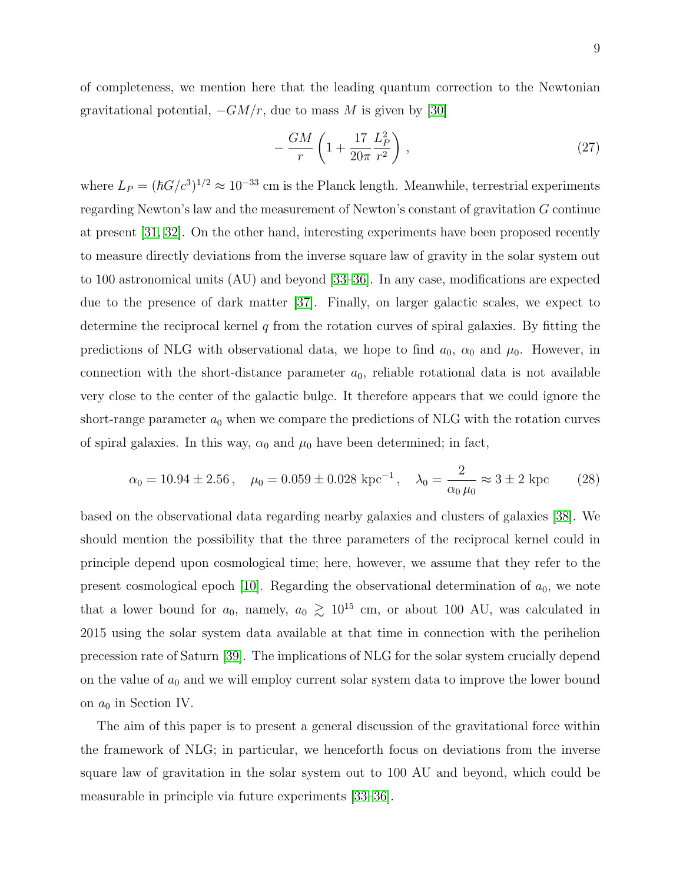of completeness, we mention here that the leading quantum correction to the Newtonian gravitational potential, $-GM/r$, due to mass $M$ is given by [30]

$$-\frac{GM}{r}\left(1+\frac{17}{20\pi}\frac{L_P^2}{r^2}\right)\,, \tag{27}$$

where $L_P = (\hbar G/c^3)^{1/2} \approx 10^{-33}$ cm is the Planck length. Meanwhile, terrestrial experiments regarding Newton's law and the measurement of Newton's constant of gravitation $G$ continue at present [31, 32]. On the other hand, interesting experiments have been proposed recently to measure directly deviations from the inverse square law of gravity in the solar system out to 100 astronomical units (AU) and beyond [33–36]. In any case, modifications are expected due to the presence of dark matter [37]. Finally, on larger galactic scales, we expect to determine the reciprocal kernel $q$ from the rotation curves of spiral galaxies. By fitting the predictions of NLG with observational data, we hope to find $a_0$, $\alpha_0$ and $\mu_0$. However, in connection with the short-distance parameter $a_0$, reliable rotational data is not available very close to the center of the galactic bulge. It therefore appears that we could ignore the short-range parameter $a_0$ when we compare the predictions of NLG with the rotation curves of spiral galaxies. In this way, $\alpha_0$ and $\mu_0$ have been determined; in fact,

$$\alpha_0 = 10.94 \pm 2.56\,, \quad \mu_0 = 0.059 \pm 0.028 \text{ kpc}^{-1}\,, \quad \lambda_0 = \frac{2}{\alpha_0\,\mu_0} \approx 3 \pm 2 \text{ kpc} \tag{28}$$

based on the observational data regarding nearby galaxies and clusters of galaxies [38]. We should mention the possibility that the three parameters of the reciprocal kernel could in principle depend upon cosmological time; here, however, we assume that they refer to the present cosmological epoch [10]. Regarding the observational determination of $a_0$, we note that a lower bound for $a_0$, namely, $a_0 \gtrsim 10^{15}$ cm, or about 100 AU, was calculated in 2015 using the solar system data available at that time in connection with the perihelion precession rate of Saturn [39]. The implications of NLG for the solar system crucially depend on the value of $a_0$ and we will employ current solar system data to improve the lower bound on $a_0$ in Section IV.

The aim of this paper is to present a general discussion of the gravitational force within the framework of NLG; in particular, we henceforth focus on deviations from the inverse square law of gravitation in the solar system out to 100 AU and beyond, which could be measurable in principle via future experiments [33–36].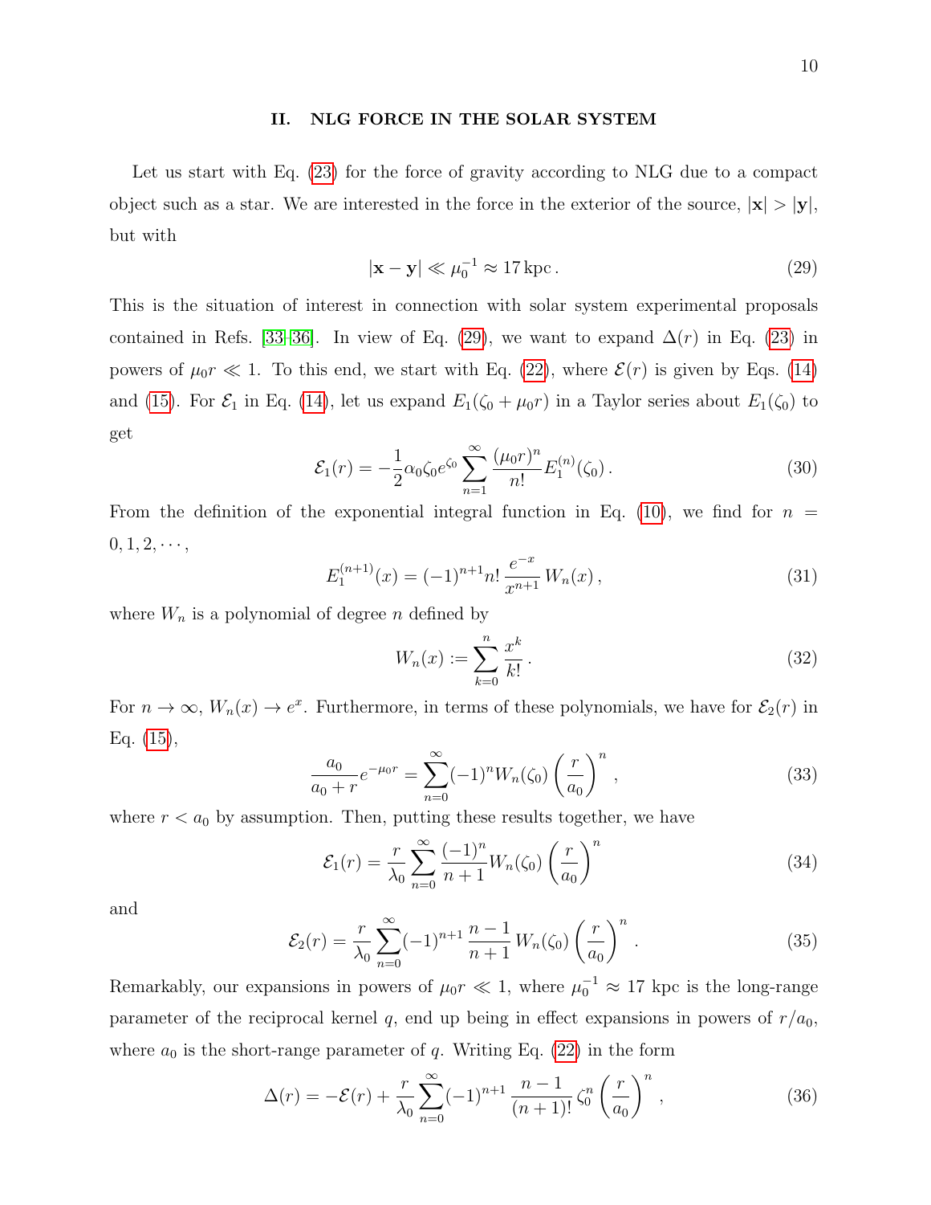## II. NLG FORCE IN THE SOLAR SYSTEM

Let us start with Eq. (23) for the force of gravity according to NLG due to a compact object such as a star. We are interested in the force in the exterior of the source, $|\mathbf{x}| > |\mathbf{y}|$, but with

$$|\mathbf{x} - \mathbf{y}| \ll \mu_0^{-1} \approx 17\,\mathrm{kpc}\,. \tag{29}$$

This is the situation of interest in connection with solar system experimental proposals contained in Refs. [33–36]. In view of Eq. (29), we want to expand $\Delta(r)$ in Eq. (23) in powers of $\mu_0 r \ll 1$. To this end, we start with Eq. (22), where $\mathcal{E}(r)$ is given by Eqs. (14) and (15). For $\mathcal{E}_1$ in Eq. (14), let us expand $E_1(\zeta_0 + \mu_0 r)$ in a Taylor series about $E_1(\zeta_0)$ to get

$$\mathcal{E}_1(r) = -\frac{1}{2}\alpha_0 \zeta_0 e^{\zeta_0} \sum_{n=1}^{\infty} \frac{(\mu_0 r)^n}{n!} E_1^{(n)}(\zeta_0)\,. \tag{30}$$

From the definition of the exponential integral function in Eq. (10), we find for $n = 0, 1, 2, \cdots$,

$$E_1^{(n+1)}(x) = (-1)^{n+1} n!\, \frac{e^{-x}}{x^{n+1}}\, W_n(x)\,, \tag{31}$$

where $W_n$ is a polynomial of degree $n$ defined by

$$W_n(x) := \sum_{k=0}^{n} \frac{x^k}{k!}\,. \tag{32}$$

For $n \to \infty$, $W_n(x) \to e^x$. Furthermore, in terms of these polynomials, we have for $\mathcal{E}_2(r)$ in Eq. (15),

$$\frac{a_0}{a_0 + r} e^{-\mu_0 r} = \sum_{n=0}^{\infty} (-1)^n W_n(\zeta_0) \left(\frac{r}{a_0}\right)^n\,, \tag{33}$$

where $r < a_0$ by assumption. Then, putting these results together, we have

$$\mathcal{E}_1(r) = \frac{r}{\lambda_0} \sum_{n=0}^{\infty} \frac{(-1)^n}{n+1} W_n(\zeta_0) \left(\frac{r}{a_0}\right)^n \tag{34}$$

and

$$\mathcal{E}_2(r) = \frac{r}{\lambda_0} \sum_{n=0}^{\infty} (-1)^{n+1}\, \frac{n-1}{n+1}\, W_n(\zeta_0) \left(\frac{r}{a_0}\right)^n\,. \tag{35}$$

Remarkably, our expansions in powers of $\mu_0 r \ll 1$, where $\mu_0^{-1} \approx 17$ kpc is the long-range parameter of the reciprocal kernel $q$, end up being in effect expansions in powers of $r/a_0$, where $a_0$ is the short-range parameter of $q$. Writing Eq. (22) in the form

$$\Delta(r) = -\mathcal{E}(r) + \frac{r}{\lambda_0} \sum_{n=0}^{\infty} (-1)^{n+1}\, \frac{n-1}{(n+1)!}\, \zeta_0^n \left(\frac{r}{a_0}\right)^n\,, \tag{36}$$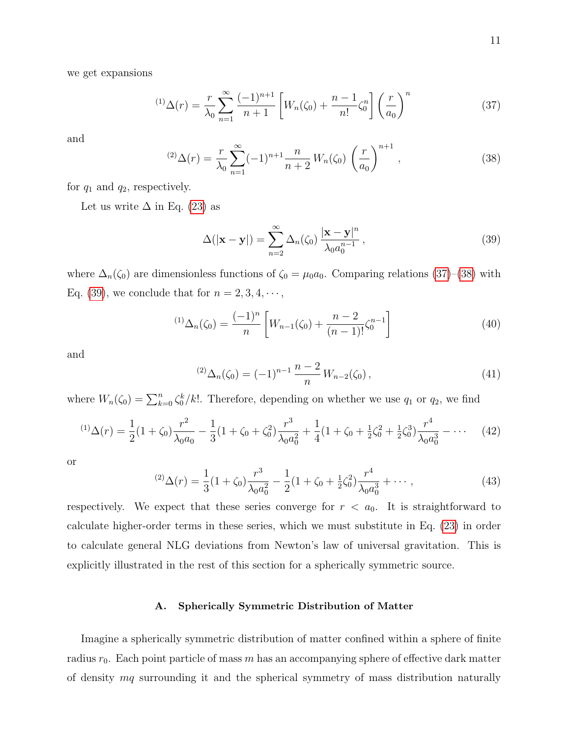we get expansions

$$
{}^{(1)}\Delta(r) = \frac{r}{\lambda_0}\sum_{n=1}^{\infty}\frac{(-1)^{n+1}}{n+1}\left[W_n(\zeta_0) + \frac{n-1}{n!}\zeta_0^n\right]\left(\frac{r}{a_0}\right)^n \tag{37}
$$

and

$$
{}^{(2)}\Delta(r) = \frac{r}{\lambda_0}\sum_{n=1}^{\infty}(-1)^{n+1}\frac{n}{n+2}\,W_n(\zeta_0)\,\left(\frac{r}{a_0}\right)^{n+1}\,, \tag{38}
$$

for $q_1$ and $q_2$, respectively.

Let us write $\Delta$ in Eq. (23) as

$$
\Delta(|\mathbf{x}-\mathbf{y}|) = \sum_{n=2}^{\infty}\Delta_n(\zeta_0)\,\frac{|\mathbf{x}-\mathbf{y}|^n}{\lambda_0 a_0^{n-1}}\,, \tag{39}
$$

where $\Delta_n(\zeta_0)$ are dimensionless functions of $\zeta_0 = \mu_0 a_0$. Comparing relations (37)–(38) with Eq. (39), we conclude that for $n = 2, 3, 4, \cdots$,

$$
{}^{(1)}\Delta_n(\zeta_0) = \frac{(-1)^n}{n}\left[W_{n-1}(\zeta_0) + \frac{n-2}{(n-1)!}\zeta_0^{n-1}\right] \tag{40}
$$

and

$$
{}^{(2)}\Delta_n(\zeta_0) = (-1)^{n-1}\,\frac{n-2}{n}\,W_{n-2}(\zeta_0)\,, \tag{41}
$$

where $W_n(\zeta_0) = \sum_{k=0}^{n}\zeta_0^k/k!$. Therefore, depending on whether we use $q_1$ or $q_2$, we find

$$
{}^{(1)}\Delta(r) = \frac{1}{2}(1+\zeta_0)\frac{r^2}{\lambda_0 a_0} - \frac{1}{3}(1+\zeta_0+\zeta_0^2)\frac{r^3}{\lambda_0 a_0^2} + \frac{1}{4}(1+\zeta_0+\tfrac{1}{2}\zeta_0^2+\tfrac{1}{2}\zeta_0^3)\frac{r^4}{\lambda_0 a_0^3} - \cdots \tag{42}
$$

or

$$
{}^{(2)}\Delta(r) = \frac{1}{3}(1+\zeta_0)\frac{r^3}{\lambda_0 a_0^2} - \frac{1}{2}(1+\zeta_0+\tfrac{1}{2}\zeta_0^2)\frac{r^4}{\lambda_0 a_0^3} + \cdots\,, \tag{43}
$$

respectively. We expect that these series converge for $r < a_0$. It is straightforward to calculate higher-order terms in these series, which we must substitute in Eq. (23) in order to calculate general NLG deviations from Newton's law of universal gravitation. This is explicitly illustrated in the rest of this section for a spherically symmetric source.

### A. Spherically Symmetric Distribution of Matter

Imagine a spherically symmetric distribution of matter confined within a sphere of finite radius $r_0$. Each point particle of mass $m$ has an accompanying sphere of effective dark matter of density $mq$ surrounding it and the spherical symmetry of mass distribution naturally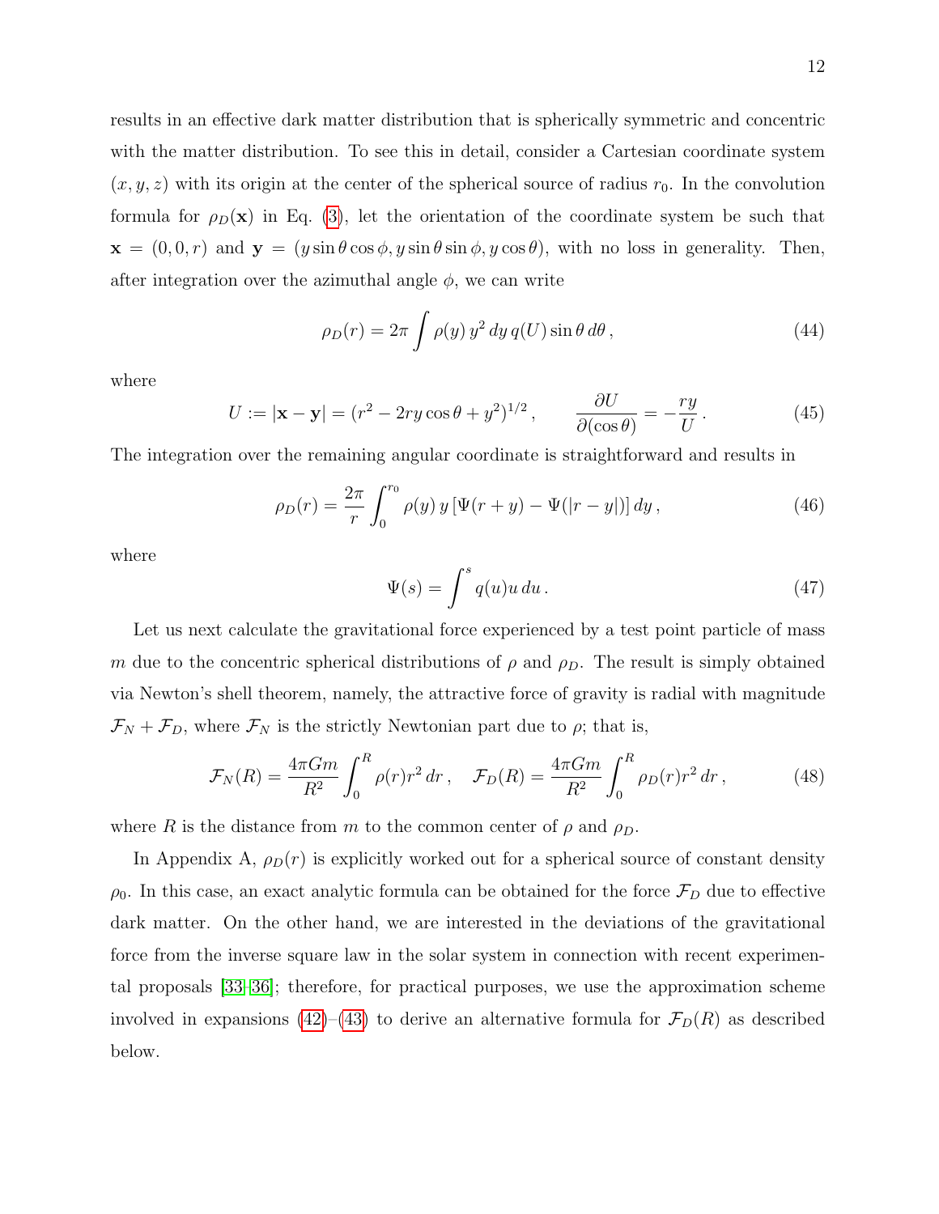results in an effective dark matter distribution that is spherically symmetric and concentric with the matter distribution. To see this in detail, consider a Cartesian coordinate system $(x, y, z)$ with its origin at the center of the spherical source of radius $r_0$. In the convolution formula for $\rho_D(\mathbf{x})$ in Eq. (3), let the orientation of the coordinate system be such that $\mathbf{x} = (0, 0, r)$ and $\mathbf{y} = (y \sin\theta \cos\phi, y \sin\theta \sin\phi, y \cos\theta)$, with no loss in generality. Then, after integration over the azimuthal angle $\phi$, we can write

$$\rho_D(r) = 2\pi \int \rho(y)\, y^2\, dy\, q(U) \sin\theta\, d\theta\,, \tag{44}$$

where

$$U := |\mathbf{x} - \mathbf{y}| = (r^2 - 2ry\cos\theta + y^2)^{1/2}\,, \qquad \frac{\partial U}{\partial(\cos\theta)} = -\frac{ry}{U}\,. \tag{45}$$

The integration over the remaining angular coordinate is straightforward and results in

$$\rho_D(r) = \frac{2\pi}{r} \int_0^{r_0} \rho(y)\, y\, [\Psi(r + y) - \Psi(|r - y|)]\, dy\,, \tag{46}$$

where

$$\Psi(s) = \int^s q(u) u\, du\,. \tag{47}$$

Let us next calculate the gravitational force experienced by a test point particle of mass $m$ due to the concentric spherical distributions of $\rho$ and $\rho_D$. The result is simply obtained via Newton's shell theorem, namely, the attractive force of gravity is radial with magnitude $\mathcal{F}_N + \mathcal{F}_D$, where $\mathcal{F}_N$ is the strictly Newtonian part due to $\rho$; that is,

$$\mathcal{F}_N(R) = \frac{4\pi G m}{R^2} \int_0^R \rho(r) r^2\, dr\,, \quad \mathcal{F}_D(R) = \frac{4\pi G m}{R^2} \int_0^R \rho_D(r) r^2\, dr\,, \tag{48}$$

where $R$ is the distance from $m$ to the common center of $\rho$ and $\rho_D$.

In Appendix A, $\rho_D(r)$ is explicitly worked out for a spherical source of constant density $\rho_0$. In this case, an exact analytic formula can be obtained for the force $\mathcal{F}_D$ due to effective dark matter. On the other hand, we are interested in the deviations of the gravitational force from the inverse square law in the solar system in connection with recent experimental proposals [33–36]; therefore, for practical purposes, we use the approximation scheme involved in expansions (42)–(43) to derive an alternative formula for $\mathcal{F}_D(R)$ as described below.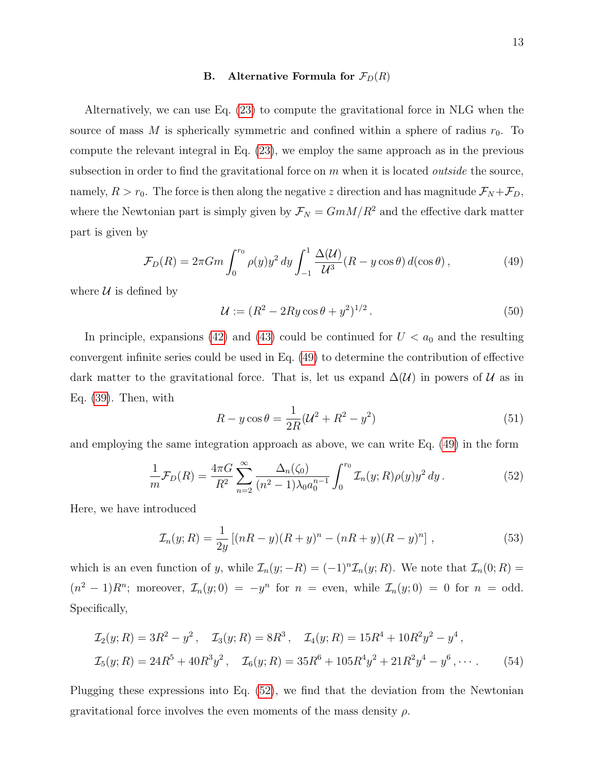### B. Alternative Formula for $\mathcal{F}_D(R)$

Alternatively, we can use Eq. (23) to compute the gravitational force in NLG when the source of mass $M$ is spherically symmetric and confined within a sphere of radius $r_0$. To compute the relevant integral in Eq. (23), we employ the same approach as in the previous subsection in order to find the gravitational force on $m$ when it is located *outside* the source, namely, $R > r_0$. The force is then along the negative $z$ direction and has magnitude $\mathcal{F}_N + \mathcal{F}_D$, where the Newtonian part is simply given by $\mathcal{F}_N = GmM/R^2$ and the effective dark matter part is given by

$$\mathcal{F}_D(R) = 2\pi G m \int_0^{r_0} \rho(y) y^2\, dy \int_{-1}^{1} \frac{\Delta(\mathcal{U})}{\mathcal{U}^3}(R - y\cos\theta)\, d(\cos\theta)\,, \tag{49}$$

where $\mathcal{U}$ is defined by

$$\mathcal{U} := (R^2 - 2Ry\cos\theta + y^2)^{1/2}\,. \tag{50}$$

In principle, expansions (42) and (43) could be continued for $U < a_0$ and the resulting convergent infinite series could be used in Eq. (49) to determine the contribution of effective dark matter to the gravitational force. That is, let us expand $\Delta(\mathcal{U})$ in powers of $\mathcal{U}$ as in Eq. (39). Then, with

$$R - y\cos\theta = \frac{1}{2R}(\mathcal{U}^2 + R^2 - y^2) \tag{51}$$

and employing the same integration approach as above, we can write Eq. (49) in the form

$$\frac{1}{m}\mathcal{F}_D(R) = \frac{4\pi G}{R^2} \sum_{n=2}^{\infty} \frac{\Delta_n(\zeta_0)}{(n^2-1)\lambda_0 a_0^{n-1}} \int_0^{r_0} \mathcal{I}_n(y;R)\rho(y) y^2\, dy\,. \tag{52}$$

Here, we have introduced

$$\mathcal{I}_n(y;R) = \frac{1}{2y}\left[(nR - y)(R+y)^n - (nR+y)(R-y)^n\right]\,, \tag{53}$$

which is an even function of $y$, while $\mathcal{I}_n(y;-R) = (-1)^n \mathcal{I}_n(y;R)$. We note that $\mathcal{I}_n(0;R) = (n^2-1)R^n$; moreover, $\mathcal{I}_n(y;0) = -y^n$ for $n =$ even, while $\mathcal{I}_n(y;0) = 0$ for $n =$ odd. Specifically,

$$\begin{aligned}
&\mathcal{I}_2(y;R) = 3R^2 - y^2\,, \quad \mathcal{I}_3(y;R) = 8R^3\,, \quad \mathcal{I}_4(y;R) = 15R^4 + 10R^2y^2 - y^4\,,\\
&\mathcal{I}_5(y;R) = 24R^5 + 40R^3y^2\,, \quad \mathcal{I}_6(y;R) = 35R^6 + 105R^4y^2 + 21R^2y^4 - y^6\,, \cdots\,.
\end{aligned} \tag{54}$$

Plugging these expressions into Eq. (52), we find that the deviation from the Newtonian gravitational force involves the even moments of the mass density $\rho$.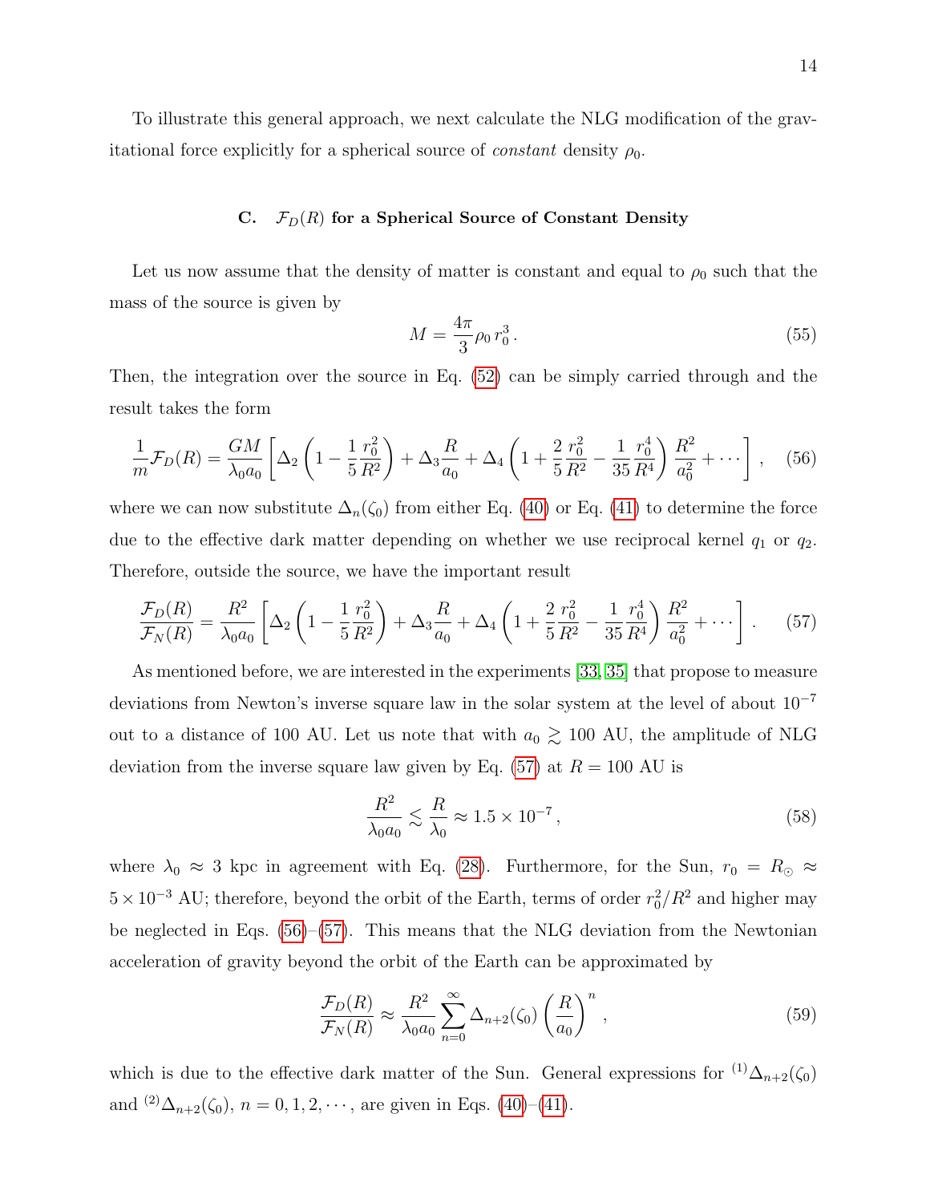To illustrate this general approach, we next calculate the NLG modification of the gravitational force explicitly for a spherical source of *constant* density $\rho_0$.

### C. $\mathcal{F}_D(R)$ for a Spherical Source of Constant Density

Let us now assume that the density of matter is constant and equal to $\rho_0$ such that the mass of the source is given by

$$M = \frac{4\pi}{3}\rho_0\, r_0^3\,. \tag{55}$$

Then, the integration over the source in Eq. (52) can be simply carried through and the result takes the form

$$\frac{1}{m}\mathcal{F}_D(R) = \frac{GM}{\lambda_0 a_0}\left[\Delta_2\left(1-\frac{1}{5}\frac{r_0^2}{R^2}\right) + \Delta_3\frac{R}{a_0} + \Delta_4\left(1+\frac{2}{5}\frac{r_0^2}{R^2}-\frac{1}{35}\frac{r_0^4}{R^4}\right)\frac{R^2}{a_0^2}+\cdots\right], \tag{56}$$

where we can now substitute $\Delta_n(\zeta_0)$ from either Eq. (40) or Eq. (41) to determine the force due to the effective dark matter depending on whether we use reciprocal kernel $q_1$ or $q_2$. Therefore, outside the source, we have the important result

$$\frac{\mathcal{F}_D(R)}{\mathcal{F}_N(R)} = \frac{R^2}{\lambda_0 a_0}\left[\Delta_2\left(1-\frac{1}{5}\frac{r_0^2}{R^2}\right) + \Delta_3\frac{R}{a_0} + \Delta_4\left(1+\frac{2}{5}\frac{r_0^2}{R^2}-\frac{1}{35}\frac{r_0^4}{R^4}\right)\frac{R^2}{a_0^2}+\cdots\right]. \tag{57}$$

As mentioned before, we are interested in the experiments [33, 35] that propose to measure deviations from Newton's inverse square law in the solar system at the level of about $10^{-7}$ out to a distance of 100 AU. Let us note that with $a_0 \gtrsim 100$ AU, the amplitude of NLG deviation from the inverse square law given by Eq. (57) at $R = 100$ AU is

$$\frac{R^2}{\lambda_0 a_0} \lesssim \frac{R}{\lambda_0} \approx 1.5\times 10^{-7}\,, \tag{58}$$

where $\lambda_0 \approx 3$ kpc in agreement with Eq. (28). Furthermore, for the Sun, $r_0 = R_\odot \approx 5\times 10^{-3}$ AU; therefore, beyond the orbit of the Earth, terms of order $r_0^2/R^2$ and higher may be neglected in Eqs. (56)–(57). This means that the NLG deviation from the Newtonian acceleration of gravity beyond the orbit of the Earth can be approximated by

$$\frac{\mathcal{F}_D(R)}{\mathcal{F}_N(R)} \approx \frac{R^2}{\lambda_0 a_0}\sum_{n=0}^{\infty}\Delta_{n+2}(\zeta_0)\left(\frac{R}{a_0}\right)^n\,, \tag{59}$$

which is due to the effective dark matter of the Sun. General expressions for ${}^{(1)}\Delta_{n+2}(\zeta_0)$ and ${}^{(2)}\Delta_{n+2}(\zeta_0)$, $n = 0, 1, 2, \cdots$, are given in Eqs. (40)–(41).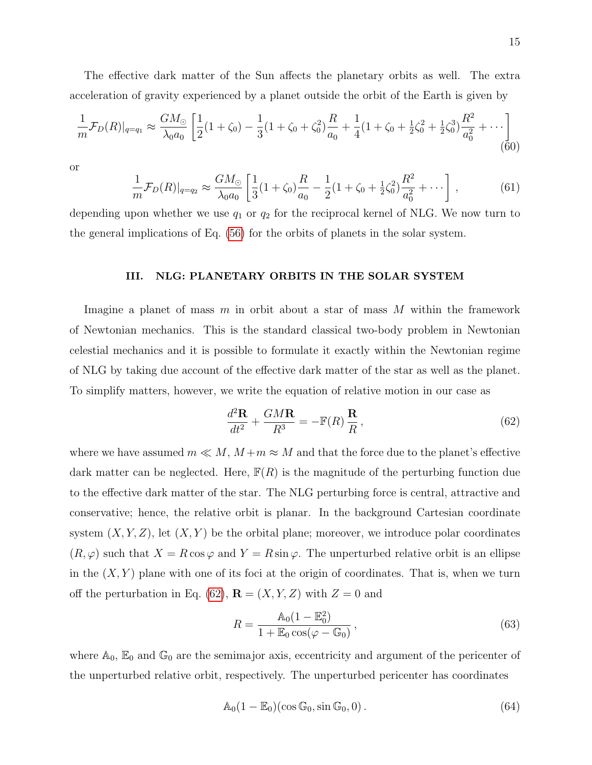The effective dark matter of the Sun affects the planetary orbits as well. The extra acceleration of gravity experienced by a planet outside the orbit of the Earth is given by

$$\frac{1}{m}\mathcal{F}_D(R)|_{q=q_1} \approx \frac{GM_\odot}{\lambda_0 a_0}\left[\frac{1}{2}(1+\zeta_0) - \frac{1}{3}(1+\zeta_0+\zeta_0^2)\frac{R}{a_0} + \frac{1}{4}(1+\zeta_0+\tfrac{1}{2}\zeta_0^2+\tfrac{1}{2}\zeta_0^3)\frac{R^2}{a_0^2} + \cdots\right] \tag{60}$$

or

$$\frac{1}{m}\mathcal{F}_D(R)|_{q=q_2} \approx \frac{GM_\odot}{\lambda_0 a_0}\left[\frac{1}{3}(1+\zeta_0)\frac{R}{a_0} - \frac{1}{2}(1+\zeta_0+\tfrac{1}{2}\zeta_0^2)\frac{R^2}{a_0^2} + \cdots\right], \tag{61}$$

depending upon whether we use $q_1$ or $q_2$ for the reciprocal kernel of NLG. We now turn to the general implications of Eq. (56) for the orbits of planets in the solar system.

## III. NLG: PLANETARY ORBITS IN THE SOLAR SYSTEM

Imagine a planet of mass $m$ in orbit about a star of mass $M$ within the framework of Newtonian mechanics. This is the standard classical two-body problem in Newtonian celestial mechanics and it is possible to formulate it exactly within the Newtonian regime of NLG by taking due account of the effective dark matter of the star as well as the planet. To simplify matters, however, we write the equation of relative motion in our case as

$$\frac{d^2\mathbf{R}}{dt^2} + \frac{GM\mathbf{R}}{R^3} = -\mathbb{F}(R)\,\frac{\mathbf{R}}{R}, \tag{62}$$

where we have assumed $m \ll M$, $M+m \approx M$ and that the force due to the planet's effective dark matter can be neglected. Here, $\mathbb{F}(R)$ is the magnitude of the perturbing function due to the effective dark matter of the star. The NLG perturbing force is central, attractive and conservative; hence, the relative orbit is planar. In the background Cartesian coordinate system $(X, Y, Z)$, let $(X, Y)$ be the orbital plane; moreover, we introduce polar coordinates $(R, \varphi)$ such that $X = R\cos\varphi$ and $Y = R\sin\varphi$. The unperturbed relative orbit is an ellipse in the $(X, Y)$ plane with one of its foci at the origin of coordinates. That is, when we turn off the perturbation in Eq. (62), $\mathbf{R} = (X, Y, Z)$ with $Z = 0$ and

$$R = \frac{\mathbb{A}_0(1-\mathbb{E}_0^2)}{1+\mathbb{E}_0\cos(\varphi-\mathbb{G}_0)}, \tag{63}$$

where $\mathbb{A}_0$, $\mathbb{E}_0$ and $\mathbb{G}_0$ are the semimajor axis, eccentricity and argument of the pericenter of the unperturbed relative orbit, respectively. The unperturbed pericenter has coordinates

$$\mathbb{A}_0(1-\mathbb{E}_0)(\cos\mathbb{G}_0, \sin\mathbb{G}_0, 0). \tag{64}$$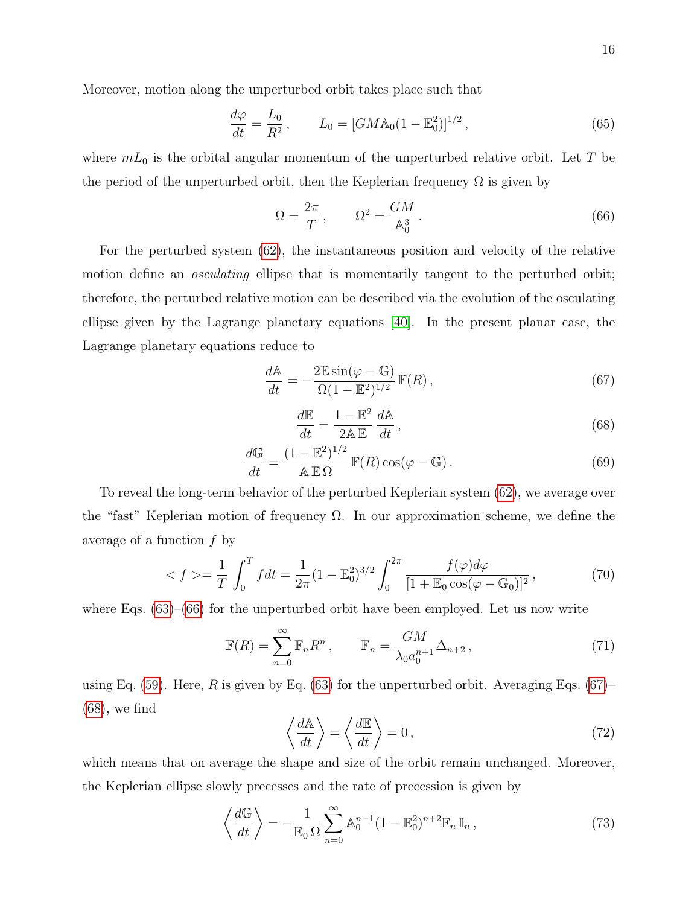Moreover, motion along the unperturbed orbit takes place such that

$$\frac{d\varphi}{dt} = \frac{L_0}{R^2}\,, \qquad L_0 = [GM\mathbb{A}_0(1-\mathbb{E}_0^2)]^{1/2}\,, \tag{65}$$

where $mL_0$ is the orbital angular momentum of the unperturbed relative orbit. Let $T$ be the period of the unperturbed orbit, then the Keplerian frequency $\Omega$ is given by

$$\Omega = \frac{2\pi}{T}\,, \qquad \Omega^2 = \frac{GM}{\mathbb{A}_0^3}\,. \tag{66}$$

For the perturbed system (62), the instantaneous position and velocity of the relative motion define an *osculating* ellipse that is momentarily tangent to the perturbed orbit; therefore, the perturbed relative motion can be described via the evolution of the osculating ellipse given by the Lagrange planetary equations [40]. In the present planar case, the Lagrange planetary equations reduce to

$$\frac{d\mathbb{A}}{dt} = -\frac{2\mathbb{E}\sin(\varphi-\mathbb{G})}{\Omega(1-\mathbb{E}^2)^{1/2}}\,\mathbb{F}(R)\,, \tag{67}$$

$$\frac{d\mathbb{E}}{dt} = \frac{1-\mathbb{E}^2}{2\mathbb{A}\,\mathbb{E}}\,\frac{d\mathbb{A}}{dt}\,, \tag{68}$$

$$\frac{d\mathbb{G}}{dt} = \frac{(1-\mathbb{E}^2)^{1/2}}{\mathbb{A}\,\mathbb{E}\,\Omega}\,\mathbb{F}(R)\cos(\varphi-\mathbb{G})\,. \tag{69}$$

To reveal the long-term behavior of the perturbed Keplerian system (62), we average over the "fast" Keplerian motion of frequency $\Omega$. In our approximation scheme, we define the average of a function $f$ by

$$< f > = \frac{1}{T}\int_0^T f dt = \frac{1}{2\pi}(1-\mathbb{E}_0^2)^{3/2}\int_0^{2\pi}\frac{f(\varphi)d\varphi}{[1+\mathbb{E}_0\cos(\varphi-\mathbb{G}_0)]^2}\,, \tag{70}$$

where Eqs. (63)–(66) for the unperturbed orbit have been employed. Let us now write

$$\mathbb{F}(R) = \sum_{n=0}^{\infty}\mathbb{F}_n R^n\,, \qquad \mathbb{F}_n = \frac{GM}{\lambda_0 a_0^{n+1}}\Delta_{n+2}\,, \tag{71}$$

using Eq. (59). Here, $R$ is given by Eq. (63) for the unperturbed orbit. Averaging Eqs. (67)–(68), we find

$$\left\langle\frac{d\mathbb{A}}{dt}\right\rangle = \left\langle\frac{d\mathbb{E}}{dt}\right\rangle = 0\,, \tag{72}$$

which means that on average the shape and size of the orbit remain unchanged. Moreover, the Keplerian ellipse slowly precesses and the rate of precession is given by

$$\left\langle\frac{d\mathbb{G}}{dt}\right\rangle = -\frac{1}{\mathbb{E}_0\,\Omega}\sum_{n=0}^{\infty}\mathbb{A}_0^{n-1}(1-\mathbb{E}_0^2)^{n+2}\mathbb{F}_n\,\mathbb{I}_n\,, \tag{73}$$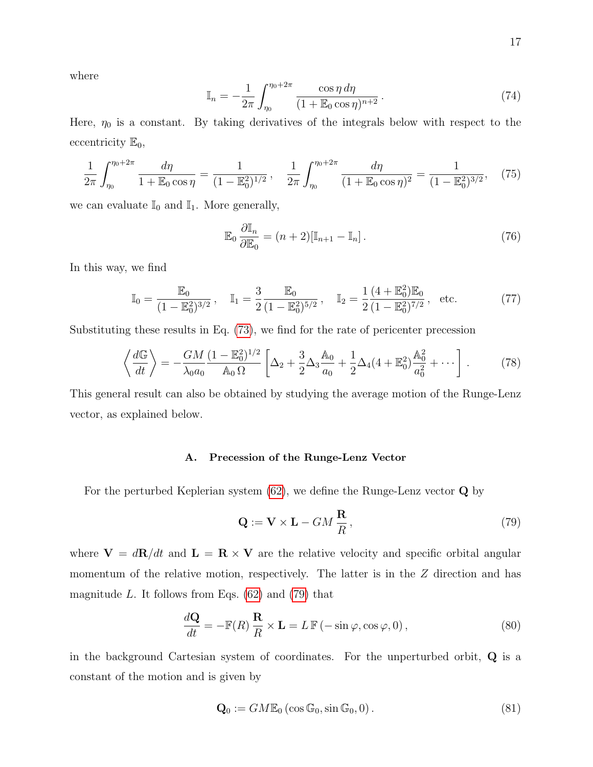where

$$\mathbb{I}_n = -\frac{1}{2\pi}\int_{\eta_0}^{\eta_0+2\pi} \frac{\cos\eta \, d\eta}{(1+\mathbb{E}_0\cos\eta)^{n+2}}\,. \tag{74}$$

Here, $\eta_0$ is a constant. By taking derivatives of the integrals below with respect to the eccentricity $\mathbb{E}_0$,

$$\frac{1}{2\pi}\int_{\eta_0}^{\eta_0+2\pi} \frac{d\eta}{1+\mathbb{E}_0\cos\eta} = \frac{1}{(1-\mathbb{E}_0^2)^{1/2}}\,, \quad \frac{1}{2\pi}\int_{\eta_0}^{\eta_0+2\pi} \frac{d\eta}{(1+\mathbb{E}_0\cos\eta)^2} = \frac{1}{(1-\mathbb{E}_0^2)^{3/2}}, \tag{75}$$

we can evaluate $\mathbb{I}_0$ and $\mathbb{I}_1$. More generally,

$$\mathbb{E}_0\,\frac{\partial \mathbb{I}_n}{\partial \mathbb{E}_0} = (n+2)[\mathbb{I}_{n+1} - \mathbb{I}_n]\,. \tag{76}$$

In this way, we find

$$\mathbb{I}_0 = \frac{\mathbb{E}_0}{(1-\mathbb{E}_0^2)^{3/2}}\,, \quad \mathbb{I}_1 = \frac{3}{2}\frac{\mathbb{E}_0}{(1-\mathbb{E}_0^2)^{5/2}}\,, \quad \mathbb{I}_2 = \frac{1}{2}\frac{(4+\mathbb{E}_0^2)\mathbb{E}_0}{(1-\mathbb{E}_0^2)^{7/2}}\,, \quad \text{etc.} \tag{77}$$

Substituting these results in Eq. (73), we find for the rate of pericenter precession

$$\left\langle \frac{d\mathbb{G}}{dt} \right\rangle = -\frac{GM}{\lambda_0 a_0}\frac{(1-\mathbb{E}_0^2)^{1/2}}{\mathbb{A}_0\,\Omega}\left[\Delta_2 + \frac{3}{2}\Delta_3\frac{\mathbb{A}_0}{a_0} + \frac{1}{2}\Delta_4(4+\mathbb{E}_0^2)\frac{\mathbb{A}_0^2}{a_0^2} + \cdots\right]. \tag{78}$$

This general result can also be obtained by studying the average motion of the Runge-Lenz vector, as explained below.

### A. Precession of the Runge-Lenz Vector

For the perturbed Keplerian system (62), we define the Runge-Lenz vector $\mathbf{Q}$ by

$$\mathbf{Q} := \mathbf{V}\times\mathbf{L} - GM\,\frac{\mathbf{R}}{R}\,, \tag{79}$$

where $\mathbf{V} = d\mathbf{R}/dt$ and $\mathbf{L} = \mathbf{R}\times\mathbf{V}$ are the relative velocity and specific orbital angular momentum of the relative motion, respectively. The latter is in the $Z$ direction and has magnitude $L$. It follows from Eqs. (62) and (79) that

$$\frac{d\mathbf{Q}}{dt} = -\mathbb{F}(R)\,\frac{\mathbf{R}}{R}\times\mathbf{L} = L\,\mathbb{F}\,(-\sin\varphi, \cos\varphi, 0)\,, \tag{80}$$

in the background Cartesian system of coordinates. For the unperturbed orbit, $\mathbf{Q}$ is a constant of the motion and is given by

$$\mathbf{Q}_0 := GM\mathbb{E}_0\,(\cos\mathbb{G}_0, \sin\mathbb{G}_0, 0)\,. \tag{81}$$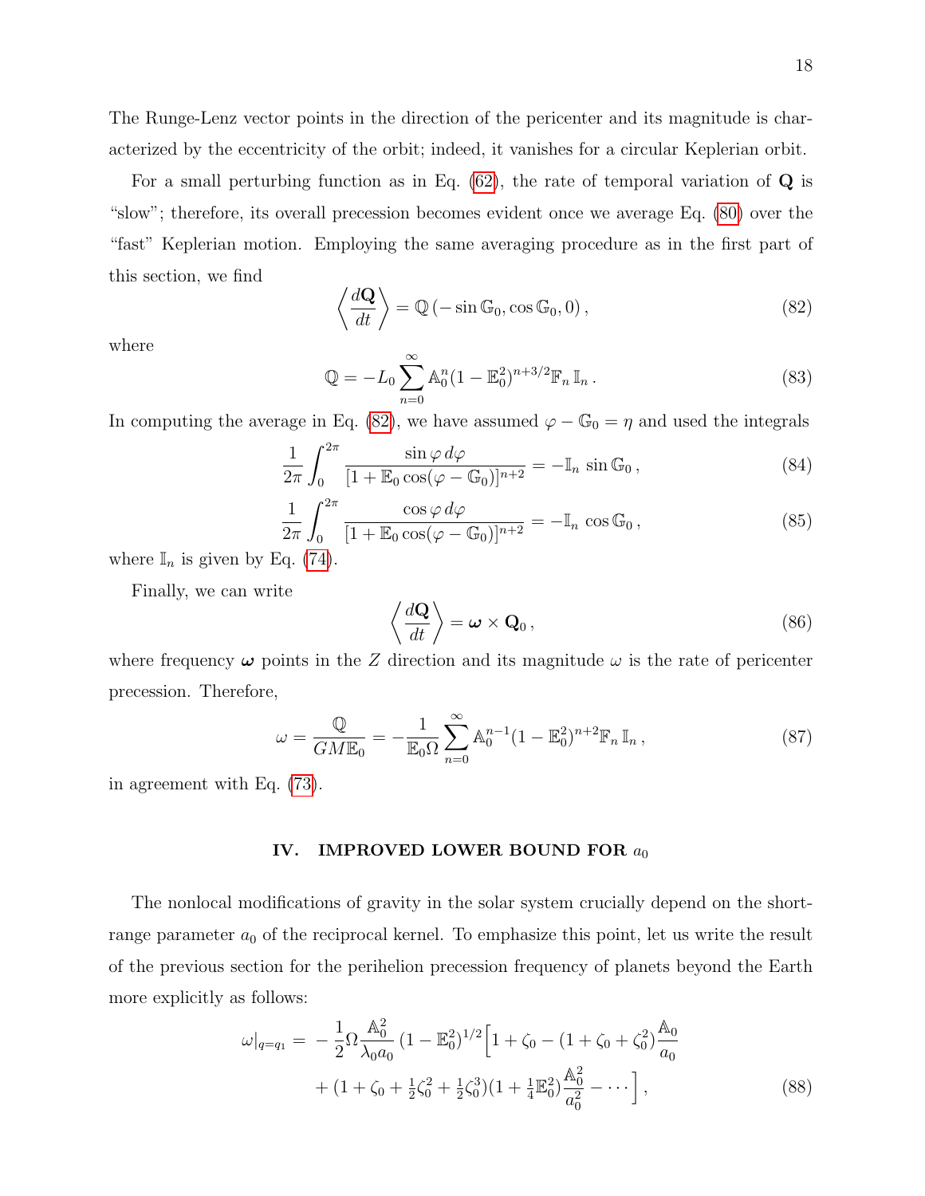The Runge-Lenz vector points in the direction of the pericenter and its magnitude is characterized by the eccentricity of the orbit; indeed, it vanishes for a circular Keplerian orbit.

For a small perturbing function as in Eq. (62), the rate of temporal variation of $\mathbf{Q}$ is "slow"; therefore, its overall precession becomes evident once we average Eq. (80) over the "fast" Keplerian motion. Employing the same averaging procedure as in the first part of this section, we find

$$\left\langle \frac{d\mathbf{Q}}{dt} \right\rangle = \mathbb{Q}\,(-\sin\mathbb{G}_0, \cos\mathbb{G}_0, 0)\,, \tag{82}$$

where

$$\mathbb{Q} = -L_0 \sum_{n=0}^{\infty} \mathbb{A}_0^n (1-\mathbb{E}_0^2)^{n+3/2}\mathbb{F}_n\,\mathbb{I}_n\,. \tag{83}$$

In computing the average in Eq. (82), we have assumed $\varphi - \mathbb{G}_0 = \eta$ and used the integrals

$$\frac{1}{2\pi}\int_0^{2\pi} \frac{\sin\varphi\, d\varphi}{[1+\mathbb{E}_0\cos(\varphi-\mathbb{G}_0)]^{n+2}} = -\mathbb{I}_n\,\sin\mathbb{G}_0\,, \tag{84}$$

$$\frac{1}{2\pi}\int_0^{2\pi} \frac{\cos\varphi\, d\varphi}{[1+\mathbb{E}_0\cos(\varphi-\mathbb{G}_0)]^{n+2}} = -\mathbb{I}_n\,\cos\mathbb{G}_0\,, \tag{85}$$

where $\mathbb{I}_n$ is given by Eq. (74).

Finally, we can write

$$\left\langle \frac{d\mathbf{Q}}{dt} \right\rangle = \boldsymbol{\omega}\times\mathbf{Q}_0\,, \tag{86}$$

where frequency $\boldsymbol{\omega}$ points in the $Z$ direction and its magnitude $\omega$ is the rate of pericenter precession. Therefore,

$$\omega = \frac{\mathbb{Q}}{GM\mathbb{E}_0} = -\frac{1}{\mathbb{E}_0\Omega}\sum_{n=0}^{\infty}\mathbb{A}_0^{n-1}(1-\mathbb{E}_0^2)^{n+2}\mathbb{F}_n\,\mathbb{I}_n\,, \tag{87}$$

in agreement with Eq. (73).

## IV. IMPROVED LOWER BOUND FOR $a_0$

The nonlocal modifications of gravity in the solar system crucially depend on the short-range parameter $a_0$ of the reciprocal kernel. To emphasize this point, let us write the result of the previous section for the perihelion precession frequency of planets beyond the Earth more explicitly as follows:

$$\begin{aligned}\omega|_{q=q_1} = &-\frac{1}{2}\Omega\frac{\mathbb{A}_0^2}{\lambda_0 a_0}(1-\mathbb{E}_0^2)^{1/2}\Big[1+\zeta_0-(1+\zeta_0+\zeta_0^2)\frac{\mathbb{A}_0}{a_0}\\ &+(1+\zeta_0+\tfrac{1}{2}\zeta_0^2+\tfrac{1}{2}\zeta_0^3)(1+\tfrac{1}{4}\mathbb{E}_0^2)\frac{\mathbb{A}_0^2}{a_0^2}-\cdots\Big]\,,\end{aligned} \tag{88}$$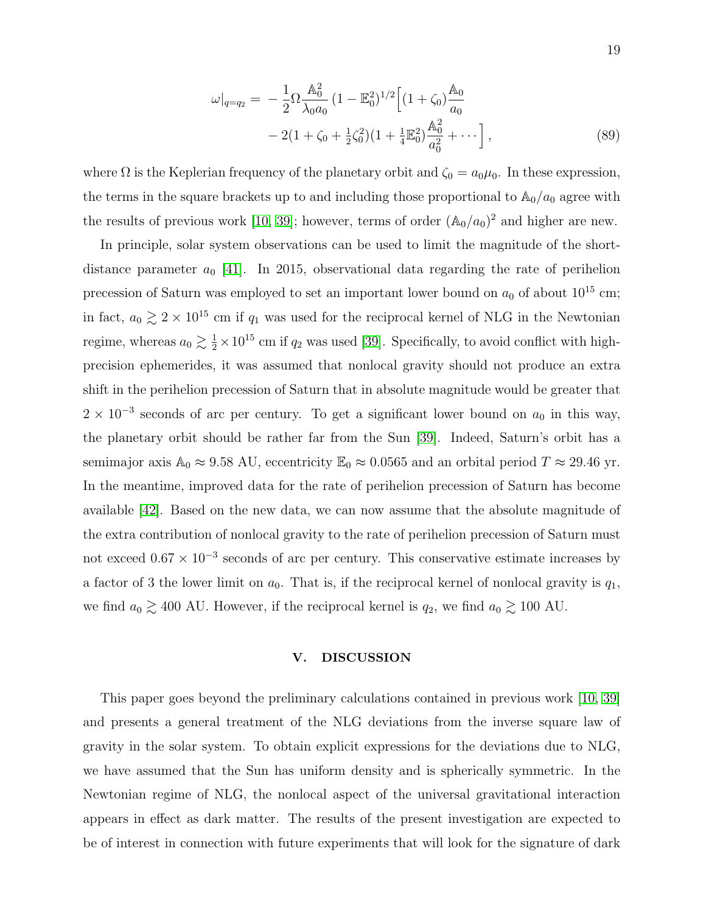$$
\begin{aligned}
\omega|_{q=q_2} = & -\frac{1}{2}\Omega \frac{\mathbb{A}_0^2}{\lambda_0 a_0} (1-\mathbb{E}_0^2)^{1/2}\Big[(1+\zeta_0)\frac{\mathbb{A}_0}{a_0} \\
& - 2(1+\zeta_0+\tfrac{1}{2}\zeta_0^2)(1+\tfrac{1}{4}\mathbb{E}_0^2)\frac{\mathbb{A}_0^2}{a_0^2} + \cdots\Big] ,
\end{aligned}
\tag{89}
$$

where $\Omega$ is the Keplerian frequency of the planetary orbit and $\zeta_0 = a_0\mu_0$. In these expression, the terms in the square brackets up to and including those proportional to $\mathbb{A}_0/a_0$ agree with the results of previous work [10, 39]; however, terms of order $(\mathbb{A}_0/a_0)^2$ and higher are new.

In principle, solar system observations can be used to limit the magnitude of the short-distance parameter $a_0$ [41]. In 2015, observational data regarding the rate of perihelion precession of Saturn was employed to set an important lower bound on $a_0$ of about $10^{15}$ cm; in fact, $a_0 \gtrsim 2 \times 10^{15}$ cm if $q_1$ was used for the reciprocal kernel of NLG in the Newtonian regime, whereas $a_0 \gtrsim \frac{1}{2} \times 10^{15}$ cm if $q_2$ was used [39]. Specifically, to avoid conflict with high-precision ephemerides, it was assumed that nonlocal gravity should not produce an extra shift in the perihelion precession of Saturn that in absolute magnitude would be greater that $2 \times 10^{-3}$ seconds of arc per century. To get a significant lower bound on $a_0$ in this way, the planetary orbit should be rather far from the Sun [39]. Indeed, Saturn's orbit has a semimajor axis $\mathbb{A}_0 \approx 9.58$ AU, eccentricity $\mathbb{E}_0 \approx 0.0565$ and an orbital period $T \approx 29.46$ yr. In the meantime, improved data for the rate of perihelion precession of Saturn has become available [42]. Based on the new data, we can now assume that the absolute magnitude of the extra contribution of nonlocal gravity to the rate of perihelion precession of Saturn must not exceed $0.67 \times 10^{-3}$ seconds of arc per century. This conservative estimate increases by a factor of 3 the lower limit on $a_0$. That is, if the reciprocal kernel of nonlocal gravity is $q_1$, we find $a_0 \gtrsim 400$ AU. However, if the reciprocal kernel is $q_2$, we find $a_0 \gtrsim 100$ AU.

## V. DISCUSSION

This paper goes beyond the preliminary calculations contained in previous work [10, 39] and presents a general treatment of the NLG deviations from the inverse square law of gravity in the solar system. To obtain explicit expressions for the deviations due to NLG, we have assumed that the Sun has uniform density and is spherically symmetric. In the Newtonian regime of NLG, the nonlocal aspect of the universal gravitational interaction appears in effect as dark matter. The results of the present investigation are expected to be of interest in connection with future experiments that will look for the signature of dark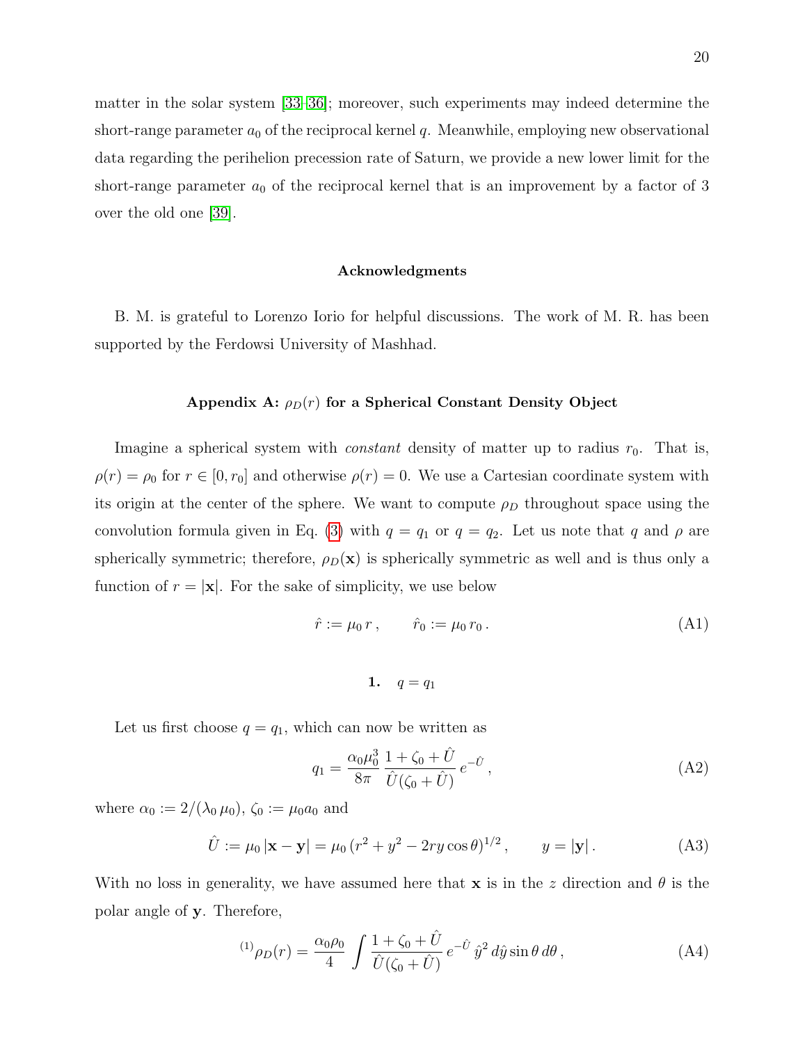matter in the solar system [33–36]; moreover, such experiments may indeed determine the short-range parameter $a_0$ of the reciprocal kernel $q$. Meanwhile, employing new observational data regarding the perihelion precession rate of Saturn, we provide a new lower limit for the short-range parameter $a_0$ of the reciprocal kernel that is an improvement by a factor of 3 over the old one [39].

### Acknowledgments

B. M. is grateful to Lorenzo Iorio for helpful discussions. The work of M. R. has been supported by the Ferdowsi University of Mashhad.

### Appendix A: $\rho_D(r)$ for a Spherical Constant Density Object

Imagine a spherical system with *constant* density of matter up to radius $r_0$. That is, $\rho(r) = \rho_0$ for $r \in [0, r_0]$ and otherwise $\rho(r) = 0$. We use a Cartesian coordinate system with its origin at the center of the sphere. We want to compute $\rho_D$ throughout space using the convolution formula given in Eq. (3) with $q = q_1$ or $q = q_2$. Let us note that $q$ and $\rho$ are spherically symmetric; therefore, $\rho_D(\mathbf{x})$ is spherically symmetric as well and is thus only a function of $r = |\mathbf{x}|$. For the sake of simplicity, we use below

$$\hat{r} := \mu_0\, r\,, \qquad \hat{r}_0 := \mu_0\, r_0\,. \tag{A1}$$

#### 1. $q = q_1$

Let us first choose $q = q_1$, which can now be written as

$$q_1 = \frac{\alpha_0 \mu_0^3}{8\pi}\, \frac{1 + \zeta_0 + \hat{U}}{\hat{U}(\zeta_0 + \hat{U})}\, e^{-\hat{U}}\,, \tag{A2}$$

where $\alpha_0 := 2/(\lambda_0\, \mu_0)$, $\zeta_0 := \mu_0 a_0$ and

$$\hat{U} := \mu_0\, |\mathbf{x} - \mathbf{y}| = \mu_0\, (r^2 + y^2 - 2ry\cos\theta)^{1/2}\,, \qquad y = |\mathbf{y}|\,. \tag{A3}$$

With no loss in generality, we have assumed here that $\mathbf{x}$ is in the $z$ direction and $\theta$ is the polar angle of $\mathbf{y}$. Therefore,

$$^{(1)}\rho_D(r) = \frac{\alpha_0 \rho_0}{4} \int \frac{1 + \zeta_0 + \hat{U}}{\hat{U}(\zeta_0 + \hat{U})}\, e^{-\hat{U}}\, \hat{y}^2\, d\hat{y} \sin\theta\, d\theta\,, \tag{A4}$$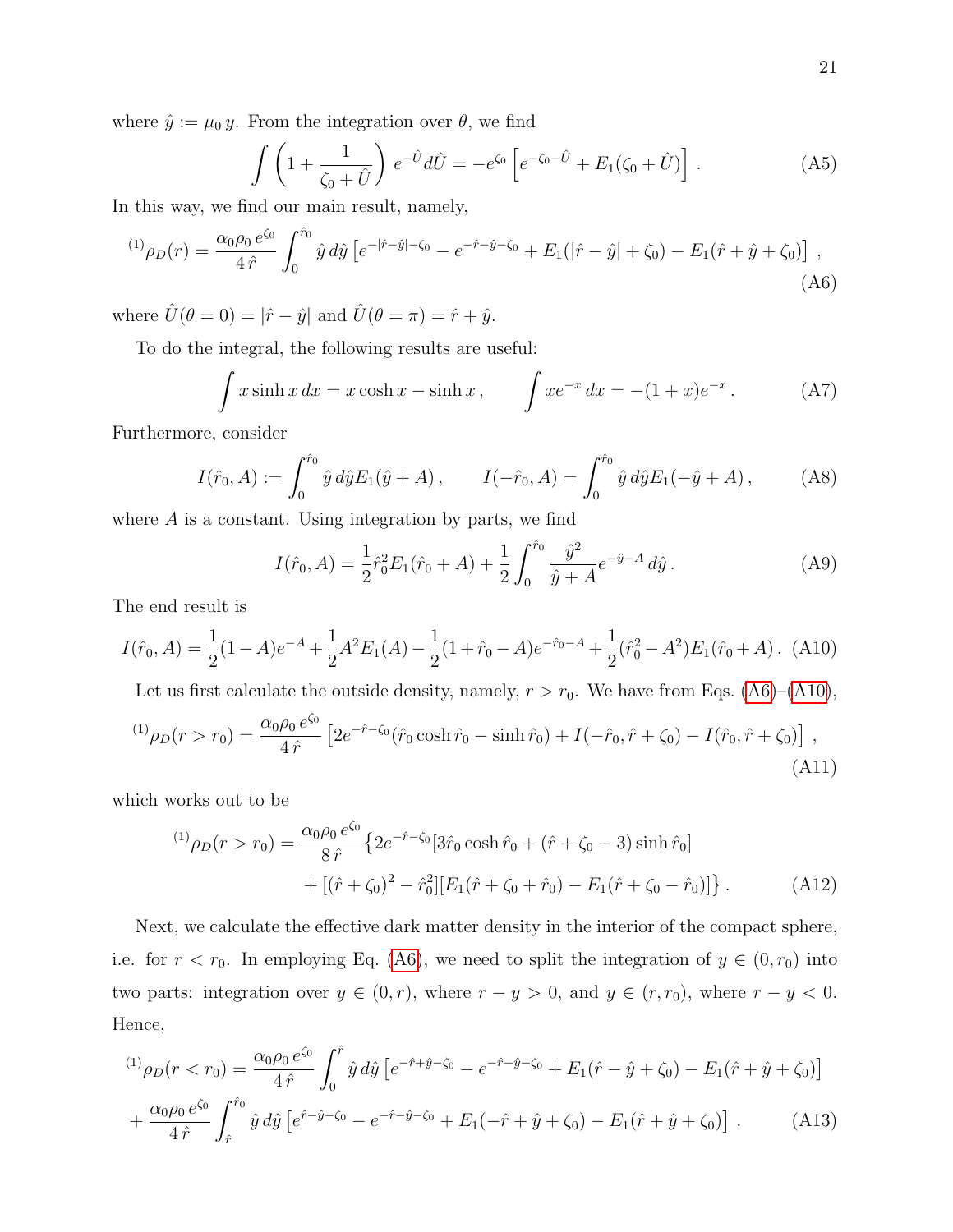where $\hat{y} := \mu_0\, y$. From the integration over $\theta$, we find

$$\int \left(1 + \frac{1}{\zeta_0 + \hat{U}}\right) e^{-\hat{U}} d\hat{U} = -e^{\zeta_0}\left[e^{-\zeta_0 - \hat{U}} + E_1(\zeta_0 + \hat{U})\right]. \tag{A5}$$

In this way, we find our main result, namely,

$${}^{(1)}\rho_D(r) = \frac{\alpha_0 \rho_0\, e^{\zeta_0}}{4\,\hat{r}} \int_0^{\hat{r}_0} \hat{y}\, d\hat{y} \left[e^{-|\hat{r}-\hat{y}|-\zeta_0} - e^{-\hat{r}-\hat{y}-\zeta_0} + E_1(|\hat{r}-\hat{y}| + \zeta_0) - E_1(\hat{r}+\hat{y}+\zeta_0)\right], \tag{A6}$$

where $\hat{U}(\theta = 0) = |\hat{r} - \hat{y}|$ and $\hat{U}(\theta = \pi) = \hat{r} + \hat{y}$.

To do the integral, the following results are useful:

$$\int x \sinh x\, dx = x\cosh x - \sinh x\,, \qquad \int x e^{-x}\, dx = -(1+x)e^{-x}\,. \tag{A7}$$

Furthermore, consider

$$I(\hat{r}_0, A) := \int_0^{\hat{r}_0} \hat{y}\, d\hat{y} E_1(\hat{y} + A)\,, \qquad I(-\hat{r}_0, A) = \int_0^{\hat{r}_0} \hat{y}\, d\hat{y} E_1(-\hat{y} + A)\,, \tag{A8}$$

where $A$ is a constant. Using integration by parts, we find

$$I(\hat{r}_0, A) = \frac{1}{2}\hat{r}_0^2 E_1(\hat{r}_0 + A) + \frac{1}{2}\int_0^{\hat{r}_0} \frac{\hat{y}^2}{\hat{y} + A} e^{-\hat{y}-A}\, d\hat{y}\,. \tag{A9}$$

The end result is

$$I(\hat{r}_0, A) = \frac{1}{2}(1-A)e^{-A} + \frac{1}{2}A^2 E_1(A) - \frac{1}{2}(1 + \hat{r}_0 - A)e^{-\hat{r}_0 - A} + \frac{1}{2}(\hat{r}_0^2 - A^2)E_1(\hat{r}_0 + A)\,. \tag{A10}$$

Let us first calculate the outside density, namely, $r > r_0$. We have from Eqs. (A6)–(A10),

$${}^{(1)}\rho_D(r > r_0) = \frac{\alpha_0 \rho_0\, e^{\zeta_0}}{4\,\hat{r}} \left[2e^{-\hat{r}-\zeta_0}(\hat{r}_0 \cosh \hat{r}_0 - \sinh \hat{r}_0) + I(-\hat{r}_0, \hat{r} + \zeta_0) - I(\hat{r}_0, \hat{r} + \zeta_0)\right], \tag{A11}$$

which works out to be

$$\begin{aligned}
{}^{(1)}\rho_D(r > r_0) = \frac{\alpha_0 \rho_0\, e^{\zeta_0}}{8\,\hat{r}} \big\{&2e^{-\hat{r}-\zeta_0}[3\hat{r}_0 \cosh \hat{r}_0 + (\hat{r} + \zeta_0 - 3)\sinh \hat{r}_0] \\
&+ [(\hat{r} + \zeta_0)^2 - \hat{r}_0^2][E_1(\hat{r} + \zeta_0 + \hat{r}_0) - E_1(\hat{r} + \zeta_0 - \hat{r}_0)]\big\}\,.
\end{aligned} \tag{A12}$$

Next, we calculate the effective dark matter density in the interior of the compact sphere, i.e. for $r < r_0$. In employing Eq. (A6), we need to split the integration of $y \in (0, r_0)$ into two parts: integration over $y \in (0, r)$, where $r - y > 0$, and $y \in (r, r_0)$, where $r - y < 0$. Hence,

$$\begin{aligned}
{}^{(1)}\rho_D(r < r_0) = &\frac{\alpha_0 \rho_0\, e^{\zeta_0}}{4\,\hat{r}} \int_0^{\hat{r}} \hat{y}\, d\hat{y} \left[e^{-\hat{r}+\hat{y}-\zeta_0} - e^{-\hat{r}-\hat{y}-\zeta_0} + E_1(\hat{r} - \hat{y} + \zeta_0) - E_1(\hat{r} + \hat{y} + \zeta_0)\right] \\
+ &\frac{\alpha_0 \rho_0\, e^{\zeta_0}}{4\,\hat{r}} \int_{\hat{r}}^{\hat{r}_0} \hat{y}\, d\hat{y} \left[e^{\hat{r}-\hat{y}-\zeta_0} - e^{-\hat{r}-\hat{y}-\zeta_0} + E_1(-\hat{r} + \hat{y} + \zeta_0) - E_1(\hat{r} + \hat{y} + \zeta_0)\right].
\end{aligned} \tag{A13}$$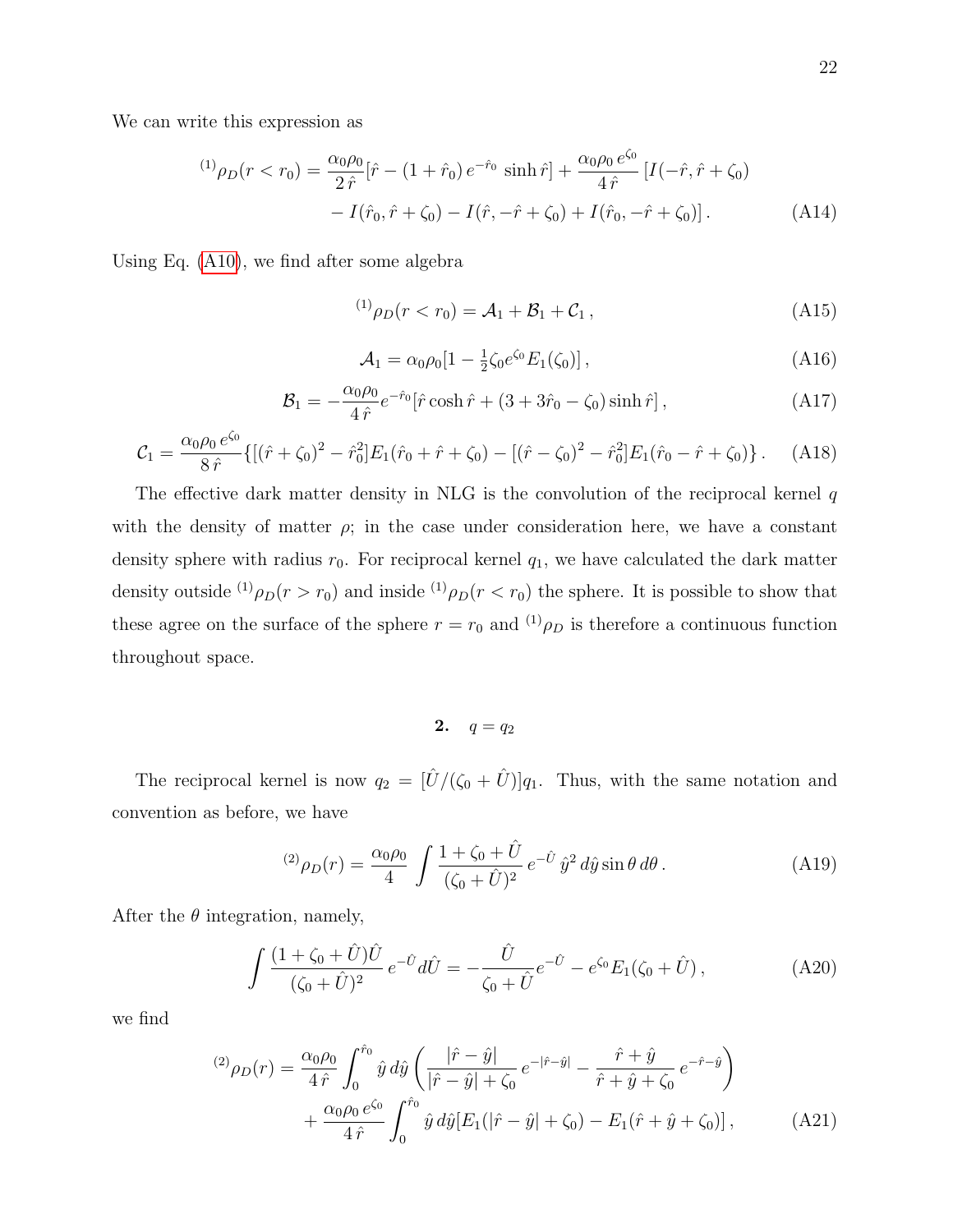We can write this expression as

$$
{}^{(1)}\rho_D(r<r_0) = \frac{\alpha_0\rho_0}{2\,\hat{r}}[\hat{r} - (1+\hat{r}_0)\,e^{-\hat{r}_0}\,\sinh\hat{r}] + \frac{\alpha_0\rho_0\,e^{\zeta_0}}{4\,\hat{r}}\,[I(-\hat{r},\hat{r}+\zeta_0) - I(\hat{r}_0,\hat{r}+\zeta_0) - I(\hat{r},-\hat{r}+\zeta_0) + I(\hat{r}_0,-\hat{r}+\zeta_0)]\,. \tag{A14}
$$

Using Eq. (A10), we find after some algebra

$$
{}^{(1)}\rho_D(r<r_0) = \mathcal{A}_1 + \mathcal{B}_1 + \mathcal{C}_1\,, \tag{A15}
$$

$$
\mathcal{A}_1 = \alpha_0\rho_0[1 - \tfrac{1}{2}\zeta_0 e^{\zeta_0}E_1(\zeta_0)]\,, \tag{A16}
$$

$$
\mathcal{B}_1 = -\frac{\alpha_0\rho_0}{4\,\hat{r}}e^{-\hat{r}_0}[\hat{r}\cosh\hat{r} + (3+3\hat{r}_0-\zeta_0)\sinh\hat{r}]\,, \tag{A17}
$$

$$
\mathcal{C}_1 = \frac{\alpha_0\rho_0\,e^{\zeta_0}}{8\,\hat{r}}\{[(\hat{r}+\zeta_0)^2-\hat{r}_0^2]E_1(\hat{r}_0+\hat{r}+\zeta_0) - [(\hat{r}-\zeta_0)^2-\hat{r}_0^2]E_1(\hat{r}_0-\hat{r}+\zeta_0)\}\,. \tag{A18}
$$

The effective dark matter density in NLG is the convolution of the reciprocal kernel $q$ with the density of matter $\rho$; in the case under consideration here, we have a constant density sphere with radius $r_0$. For reciprocal kernel $q_1$, we have calculated the dark matter density outside ${}^{(1)}\rho_D(r>r_0)$ and inside ${}^{(1)}\rho_D(r<r_0)$ the sphere. It is possible to show that these agree on the surface of the sphere $r=r_0$ and ${}^{(1)}\rho_D$ is therefore a continuous function throughout space.

## 2. $q = q_2$

The reciprocal kernel is now $q_2 = [\hat{U}/(\zeta_0+\hat{U})]q_1$. Thus, with the same notation and convention as before, we have

$$
{}^{(2)}\rho_D(r) = \frac{\alpha_0\rho_0}{4}\int \frac{1+\zeta_0+\hat{U}}{(\zeta_0+\hat{U})^2}\,e^{-\hat{U}}\,\hat{y}^2\,d\hat{y}\sin\theta\,d\theta\,. \tag{A19}
$$

After the $\theta$ integration, namely,

$$
\int \frac{(1+\zeta_0+\hat{U})\hat{U}}{(\zeta_0+\hat{U})^2}\,e^{-\hat{U}}d\hat{U} = -\frac{\hat{U}}{\zeta_0+\hat{U}}e^{-\hat{U}} - e^{\zeta_0}E_1(\zeta_0+\hat{U})\,, \tag{A20}
$$

we find

$$
{}^{(2)}\rho_D(r) = \frac{\alpha_0\rho_0}{4\,\hat{r}}\int_0^{\hat{r}_0}\hat{y}\,d\hat{y}\left(\frac{|\hat{r}-\hat{y}|}{|\hat{r}-\hat{y}|+\zeta_0}\,e^{-|\hat{r}-\hat{y}|} - \frac{\hat{r}+\hat{y}}{\hat{r}+\hat{y}+\zeta_0}\,e^{-\hat{r}-\hat{y}}\right) + \frac{\alpha_0\rho_0\,e^{\zeta_0}}{4\,\hat{r}}\int_0^{\hat{r}_0}\hat{y}\,d\hat{y}[E_1(|\hat{r}-\hat{y}|+\zeta_0) - E_1(\hat{r}+\hat{y}+\zeta_0)]\,, \tag{A21}
$$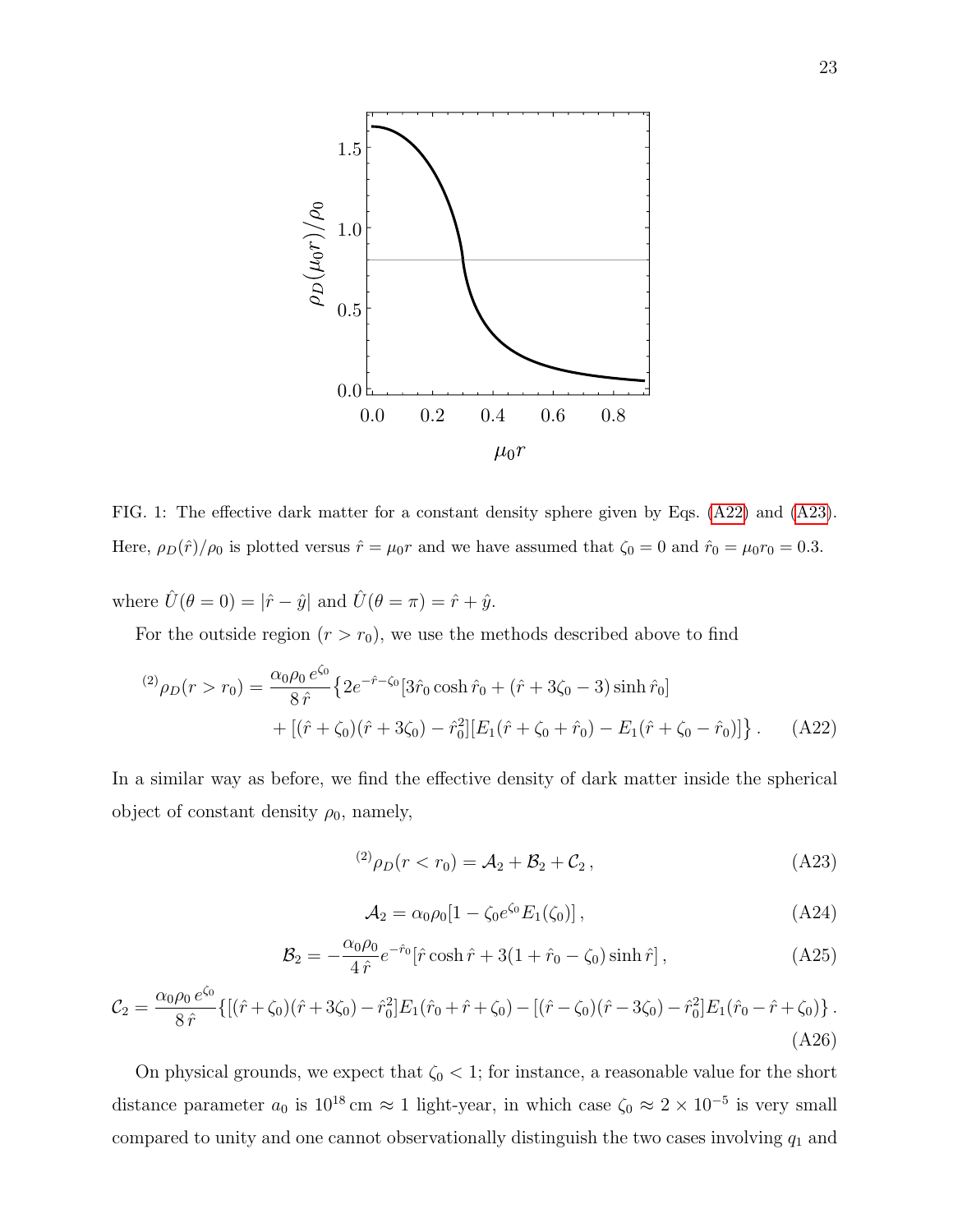FIG. 1: The effective dark matter for a constant density sphere given by Eqs. (A22) and (A23). Here, $\rho_D(\hat{r})/\rho_0$ is plotted versus $\hat{r} = \mu_0 r$ and we have assumed that $\zeta_0 = 0$ and $\hat{r}_0 = \mu_0 r_0 = 0.3$.

where $\hat{U}(\theta = 0) = |\hat{r} - \hat{y}|$ and $\hat{U}(\theta = \pi) = \hat{r} + \hat{y}$.

For the outside region ($r > r_0$), we use the methods described above to find

$$
{}^{(2)}\rho_D(r > r_0) = \frac{\alpha_0 \rho_0 \, e^{\zeta_0}}{8\,\hat{r}} \big\{ 2e^{-\hat{r}-\zeta_0}[3\hat{r}_0 \cosh \hat{r}_0 + (\hat{r} + 3\zeta_0 - 3)\sinh \hat{r}_0] + [(\hat{r} + \zeta_0)(\hat{r} + 3\zeta_0) - \hat{r}_0^2][E_1(\hat{r} + \zeta_0 + \hat{r}_0) - E_1(\hat{r} + \zeta_0 - \hat{r}_0)] \big\} \,. \tag{A22}
$$

In a similar way as before, we find the effective density of dark matter inside the spherical object of constant density $\rho_0$, namely,

$$
{}^{(2)}\rho_D(r < r_0) = \mathcal{A}_2 + \mathcal{B}_2 + \mathcal{C}_2 \,, \tag{A23}
$$

$$
\mathcal{A}_2 = \alpha_0 \rho_0 [1 - \zeta_0 e^{\zeta_0} E_1(\zeta_0)] \,, \tag{A24}
$$

$$
\mathcal{B}_2 = -\frac{\alpha_0 \rho_0}{4\,\hat{r}} e^{-\hat{r}_0} [\hat{r} \cosh \hat{r} + 3(1 + \hat{r}_0 - \zeta_0)\sinh \hat{r}] \,, \tag{A25}
$$

$$
\mathcal{C}_2 = \frac{\alpha_0 \rho_0 \, e^{\zeta_0}}{8\,\hat{r}} \{ [(\hat{r} + \zeta_0)(\hat{r} + 3\zeta_0) - \hat{r}_0^2] E_1(\hat{r}_0 + \hat{r} + \zeta_0) - [(\hat{r} - \zeta_0)(\hat{r} - 3\zeta_0) - \hat{r}_0^2] E_1(\hat{r}_0 - \hat{r} + \zeta_0) \} \,. \tag{A26}
$$

On physical grounds, we expect that $\zeta_0 < 1$; for instance, a reasonable value for the short distance parameter $a_0$ is $10^{18}\,\mathrm{cm} \approx 1$ light-year, in which case $\zeta_0 \approx 2 \times 10^{-5}$ is very small compared to unity and one cannot observationally distinguish the two cases involving $q_1$ and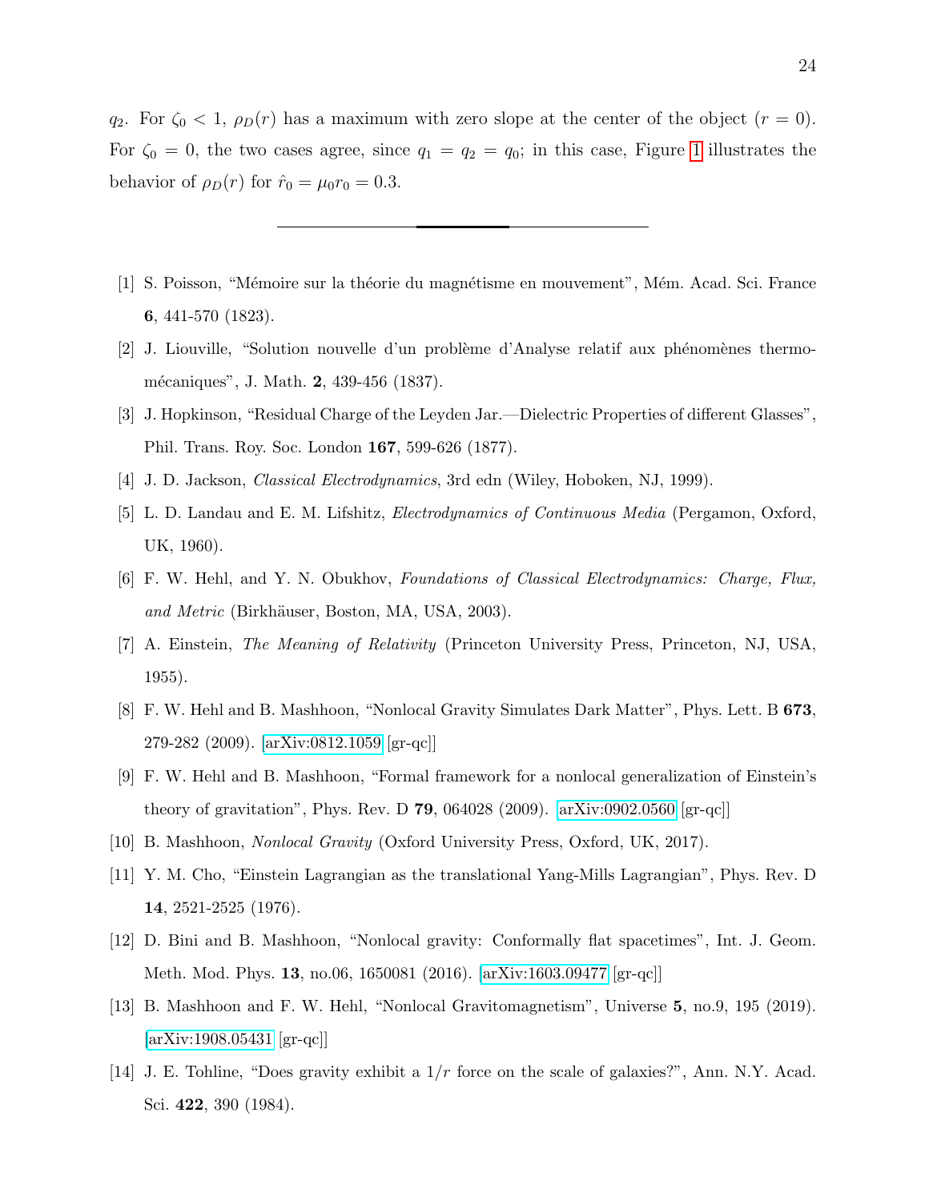$q_2$. For $\zeta_0 < 1$, $\rho_D(r)$ has a maximum with zero slope at the center of the object ($r = 0$). For $\zeta_0 = 0$, the two cases agree, since $q_1 = q_2 = q_0$; in this case, Figure 1 illustrates the behavior of $\rho_D(r)$ for $\hat{r}_0 = \mu_0 r_0 = 0.3$.

---

[1] S. Poisson, "Mémoire sur la théorie du magnétisme en mouvement", Mém. Acad. Sci. France **6**, 441-570 (1823).

[2] J. Liouville, "Solution nouvelle d'un problème d'Analyse relatif aux phénomènes thermo-mécaniques", J. Math. **2**, 439-456 (1837).

[3] J. Hopkinson, "Residual Charge of the Leyden Jar.—Dielectric Properties of different Glasses", Phil. Trans. Roy. Soc. London **167**, 599-626 (1877).

[4] J. D. Jackson, *Classical Electrodynamics*, 3rd edn (Wiley, Hoboken, NJ, 1999).

[5] L. D. Landau and E. M. Lifshitz, *Electrodynamics of Continuous Media* (Pergamon, Oxford, UK, 1960).

[6] F. W. Hehl, and Y. N. Obukhov, *Foundations of Classical Electrodynamics: Charge, Flux, and Metric* (Birkhäuser, Boston, MA, USA, 2003).

[7] A. Einstein, *The Meaning of Relativity* (Princeton University Press, Princeton, NJ, USA, 1955).

[8] F. W. Hehl and B. Mashhoon, "Nonlocal Gravity Simulates Dark Matter", Phys. Lett. B **673**, 279-282 (2009). [arXiv:0812.1059 [gr-qc]]

[9] F. W. Hehl and B. Mashhoon, "Formal framework for a nonlocal generalization of Einstein's theory of gravitation", Phys. Rev. D **79**, 064028 (2009). [arXiv:0902.0560 [gr-qc]]

[10] B. Mashhoon, *Nonlocal Gravity* (Oxford University Press, Oxford, UK, 2017).

[11] Y. M. Cho, "Einstein Lagrangian as the translational Yang-Mills Lagrangian", Phys. Rev. D **14**, 2521-2525 (1976).

[12] D. Bini and B. Mashhoon, "Nonlocal gravity: Conformally flat spacetimes", Int. J. Geom. Meth. Mod. Phys. **13**, no.06, 1650081 (2016). [arXiv:1603.09477 [gr-qc]]

[13] B. Mashhoon and F. W. Hehl, "Nonlocal Gravitomagnetism", Universe **5**, no.9, 195 (2019). [arXiv:1908.05431 [gr-qc]]

[14] J. E. Tohline, "Does gravity exhibit a $1/r$ force on the scale of galaxies?", Ann. N.Y. Acad. Sci. **422**, 390 (1984).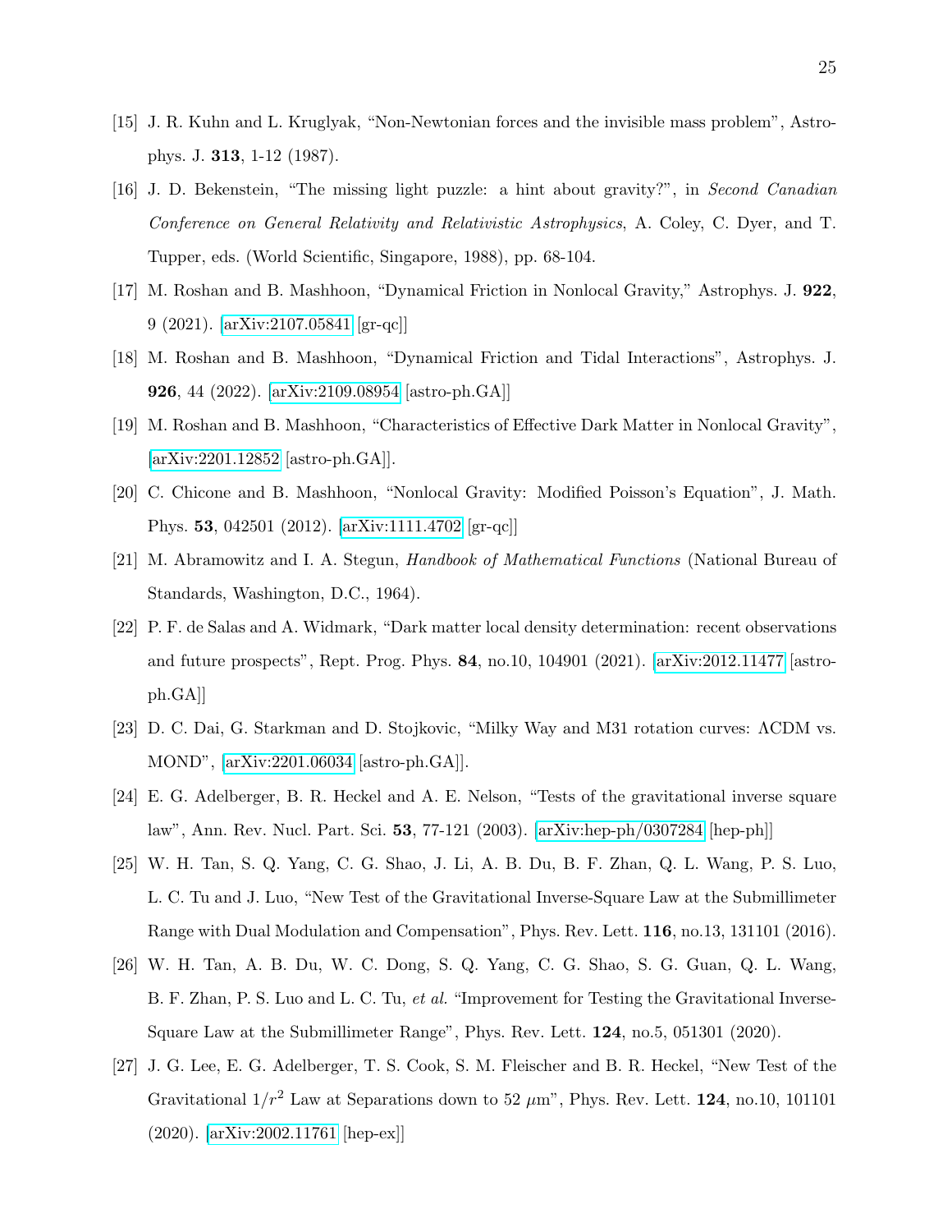[15] J. R. Kuhn and L. Kruglyak, "Non-Newtonian forces and the invisible mass problem", Astrophys. J. **313**, 1-12 (1987).

[16] J. D. Bekenstein, "The missing light puzzle: a hint about gravity?", in *Second Canadian Conference on General Relativity and Relativistic Astrophysics*, A. Coley, C. Dyer, and T. Tupper, eds. (World Scientific, Singapore, 1988), pp. 68-104.

[17] M. Roshan and B. Mashhoon, "Dynamical Friction in Nonlocal Gravity," Astrophys. J. **922**, 9 (2021). [arXiv:2107.05841 [gr-qc]]

[18] M. Roshan and B. Mashhoon, "Dynamical Friction and Tidal Interactions", Astrophys. J. **926**, 44 (2022). [arXiv:2109.08954 [astro-ph.GA]]

[19] M. Roshan and B. Mashhoon, "Characteristics of Effective Dark Matter in Nonlocal Gravity", [arXiv:2201.12852 [astro-ph.GA]].

[20] C. Chicone and B. Mashhoon, "Nonlocal Gravity: Modified Poisson's Equation", J. Math. Phys. **53**, 042501 (2012). [arXiv:1111.4702 [gr-qc]]

[21] M. Abramowitz and I. A. Stegun, *Handbook of Mathematical Functions* (National Bureau of Standards, Washington, D.C., 1964).

[22] P. F. de Salas and A. Widmark, "Dark matter local density determination: recent observations and future prospects", Rept. Prog. Phys. **84**, no.10, 104901 (2021). [arXiv:2012.11477 [astro-ph.GA]]

[23] D. C. Dai, G. Starkman and D. Stojkovic, "Milky Way and M31 rotation curves: ΛCDM vs. MOND", [arXiv:2201.06034 [astro-ph.GA]].

[24] E. G. Adelberger, B. R. Heckel and A. E. Nelson, "Tests of the gravitational inverse square law", Ann. Rev. Nucl. Part. Sci. **53**, 77-121 (2003). [arXiv:hep-ph/0307284 [hep-ph]]

[25] W. H. Tan, S. Q. Yang, C. G. Shao, J. Li, A. B. Du, B. F. Zhan, Q. L. Wang, P. S. Luo, L. C. Tu and J. Luo, "New Test of the Gravitational Inverse-Square Law at the Submillimeter Range with Dual Modulation and Compensation", Phys. Rev. Lett. **116**, no.13, 131101 (2016).

[26] W. H. Tan, A. B. Du, W. C. Dong, S. Q. Yang, C. G. Shao, S. G. Guan, Q. L. Wang, B. F. Zhan, P. S. Luo and L. C. Tu, *et al.* "Improvement for Testing the Gravitational Inverse-Square Law at the Submillimeter Range", Phys. Rev. Lett. **124**, no.5, 051301 (2020).

[27] J. G. Lee, E. G. Adelberger, T. S. Cook, S. M. Fleischer and B. R. Heckel, "New Test of the Gravitational $1/r^2$ Law at Separations down to 52 $\mu$m", Phys. Rev. Lett. **124**, no.10, 101101 (2020). [arXiv:2002.11761 [hep-ex]]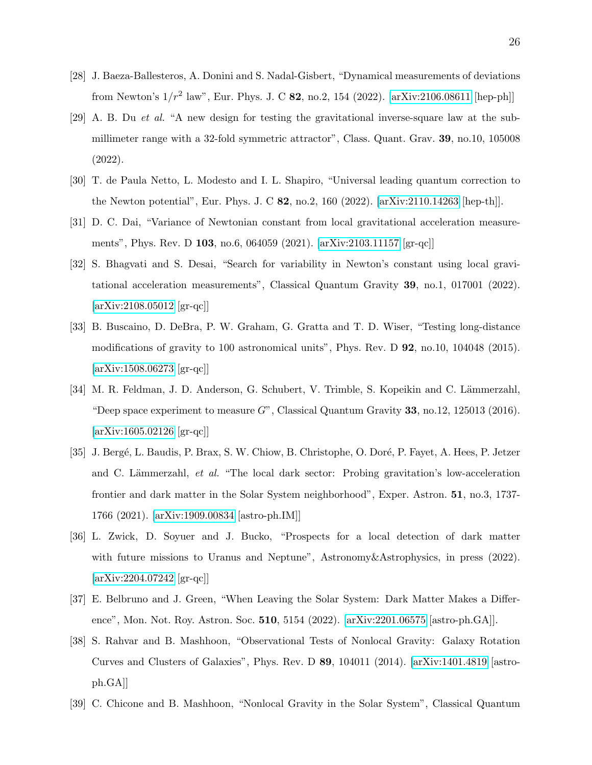[28] J. Baeza-Ballesteros, A. Donini and S. Nadal-Gisbert, "Dynamical measurements of deviations from Newton's $1/r^2$ law", Eur. Phys. J. C **82**, no.2, 154 (2022). [arXiv:2106.08611 [hep-ph]]

[29] A. B. Du *et al.* "A new design for testing the gravitational inverse-square law at the sub-millimeter range with a 32-fold symmetric attractor", Class. Quant. Grav. **39**, no.10, 105008 (2022).

[30] T. de Paula Netto, L. Modesto and I. L. Shapiro, "Universal leading quantum correction to the Newton potential", Eur. Phys. J. C **82**, no.2, 160 (2022). [arXiv:2110.14263 [hep-th]].

[31] D. C. Dai, "Variance of Newtonian constant from local gravitational acceleration measurements", Phys. Rev. D **103**, no.6, 064059 (2021). [arXiv:2103.11157 [gr-qc]]

[32] S. Bhagvati and S. Desai, "Search for variability in Newton's constant using local gravitational acceleration measurements", Classical Quantum Gravity **39**, no.1, 017001 (2022). [arXiv:2108.05012 [gr-qc]]

[33] B. Buscaino, D. DeBra, P. W. Graham, G. Gratta and T. D. Wiser, "Testing long-distance modifications of gravity to 100 astronomical units", Phys. Rev. D **92**, no.10, 104048 (2015). [arXiv:1508.06273 [gr-qc]]

[34] M. R. Feldman, J. D. Anderson, G. Schubert, V. Trimble, S. Kopeikin and C. Lämmerzahl, "Deep space experiment to measure $G$", Classical Quantum Gravity **33**, no.12, 125013 (2016). [arXiv:1605.02126 [gr-qc]]

[35] J. Bergé, L. Baudis, P. Brax, S. W. Chiow, B. Christophe, O. Doré, P. Fayet, A. Hees, P. Jetzer and C. Lämmerzahl, *et al.* "The local dark sector: Probing gravitation's low-acceleration frontier and dark matter in the Solar System neighborhood", Exper. Astron. **51**, no.3, 1737-1766 (2021). [arXiv:1909.00834 [astro-ph.IM]]

[36] L. Zwick, D. Soyuer and J. Bucko, "Prospects for a local detection of dark matter with future missions to Uranus and Neptune", Astronomy&Astrophysics, in press (2022). [arXiv:2204.07242 [gr-qc]]

[37] E. Belbruno and J. Green, "When Leaving the Solar System: Dark Matter Makes a Difference", Mon. Not. Roy. Astron. Soc. **510**, 5154 (2022). [arXiv:2201.06575 [astro-ph.GA]].

[38] S. Rahvar and B. Mashhoon, "Observational Tests of Nonlocal Gravity: Galaxy Rotation Curves and Clusters of Galaxies", Phys. Rev. D **89**, 104011 (2014). [arXiv:1401.4819 [astro-ph.GA]]

[39] C. Chicone and B. Mashhoon, "Nonlocal Gravity in the Solar System", Classical Quantum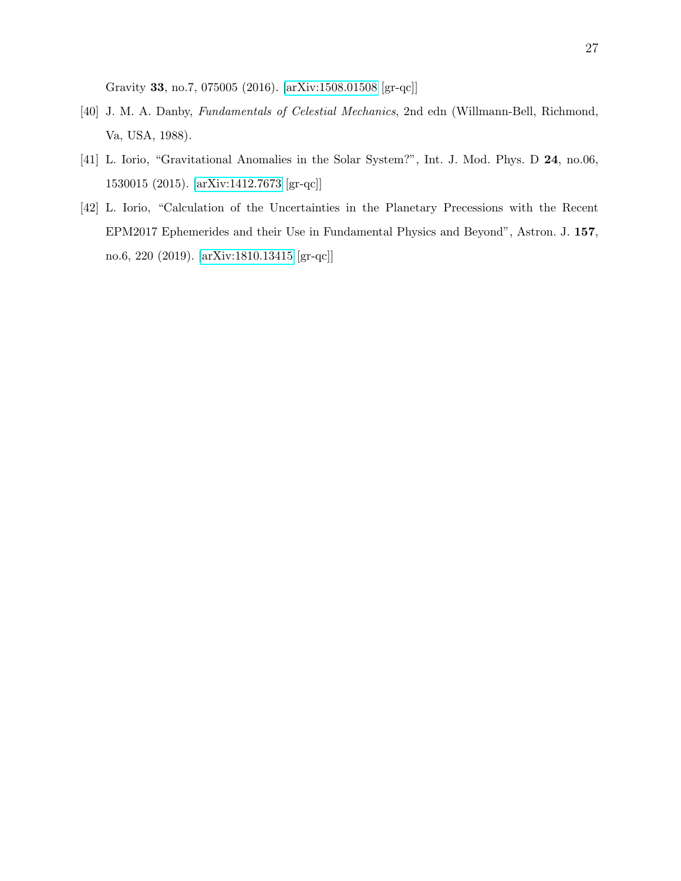Gravity **33**, no.7, 075005 (2016). [arXiv:1508.01508 [gr-qc]]

[40] J. M. A. Danby, *Fundamentals of Celestial Mechanics*, 2nd edn (Willmann-Bell, Richmond, Va, USA, 1988).

[41] L. Iorio, "Gravitational Anomalies in the Solar System?", Int. J. Mod. Phys. D **24**, no.06, 1530015 (2015). [arXiv:1412.7673 [gr-qc]]

[42] L. Iorio, "Calculation of the Uncertainties in the Planetary Precessions with the Recent EPM2017 Ephemerides and their Use in Fundamental Physics and Beyond", Astron. J. **157**, no.6, 220 (2019). [arXiv:1810.13415 [gr-qc]]